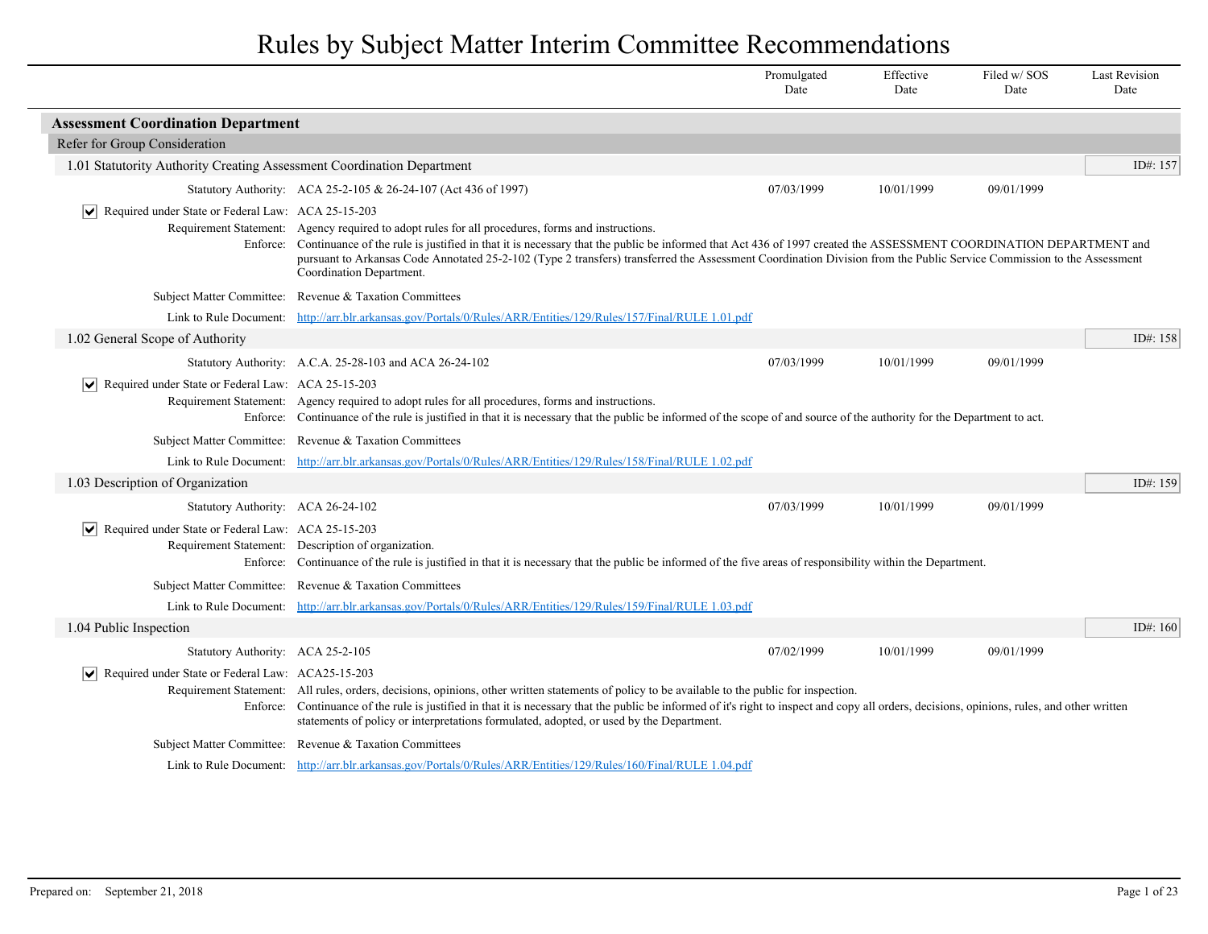# Rules by Subject Matter Interim Committee Recommendations

| | Promulgated Date | Effective Date | Filed w/ SOS Date | Last Revision Date |
|---|---|---|---|---|

## Assessment Coordination Department

### Refer for Group Consideration

#### 1.01 Statutority Authority Creating Assessment Coordination Department

ID#: 157

| | Promulgated Date | Effective Date | Filed w/ SOS Date | Last Revision Date |
|---|---|---|---|---|
| Statutory Authority: ACA 25-2-105 & 26-24-107 (Act 436 of 1997) | 07/03/1999 | 10/01/1999 | 09/01/1999 | |

- [x] Required under State or Federal Law: ACA 25-15-203

**Requirement Statement:** Agency required to adopt rules for all procedures, forms and instructions.

**Enforce:** Continuance of the rule is justified in that it is necessary that the public be informed that Act 436 of 1997 created the ASSESSMENT COORDINATION DEPARTMENT and pursuant to Arkansas Code Annotated 25-2-102 (Type 2 transfers) transferred the Assessment Coordination Division from the Public Service Commission to the Assessment Coordination Department.

**Subject Matter Committee:** Revenue & Taxation Committees

**Link to Rule Document:** http://arr.blr.arkansas.gov/Portals/0/Rules/ARR/Entities/129/Rules/157/Final/RULE 1.01.pdf

#### 1.02 General Scope of Authority

ID#: 158

| | Promulgated Date | Effective Date | Filed w/ SOS Date | Last Revision Date |
|---|---|---|---|---|
| Statutory Authority: A.C.A. 25-28-103 and ACA 26-24-102 | 07/03/1999 | 10/01/1999 | 09/01/1999 | |

- [x] Required under State or Federal Law: ACA 25-15-203

**Requirement Statement:** Agency required to adopt rules for all procedures, forms and instructions.

**Enforce:** Continuance of the rule is justified in that it is necessary that the public be informed of the scope of and source of the authority for the Department to act.

**Subject Matter Committee:** Revenue & Taxation Committees

**Link to Rule Document:** http://arr.blr.arkansas.gov/Portals/0/Rules/ARR/Entities/129/Rules/158/Final/RULE 1.02.pdf

#### 1.03 Description of Organization

ID#: 159

| | Promulgated Date | Effective Date | Filed w/ SOS Date | Last Revision Date |
|---|---|---|---|---|
| Statutory Authority: ACA 26-24-102 | 07/03/1999 | 10/01/1999 | 09/01/1999 | |

- [x] Required under State or Federal Law: ACA 25-15-203

**Requirement Statement:** Description of organization.

**Enforce:** Continuance of the rule is justified in that it is necessary that the public be informed of the five areas of responsibility within the Department.

**Subject Matter Committee:** Revenue & Taxation Committees

**Link to Rule Document:** http://arr.blr.arkansas.gov/Portals/0/Rules/ARR/Entities/129/Rules/159/Final/RULE 1.03.pdf

#### 1.04 Public Inspection

ID#: 160

| | Promulgated Date | Effective Date | Filed w/ SOS Date | Last Revision Date |
|---|---|---|---|---|
| Statutory Authority: ACA 25-2-105 | 07/02/1999 | 10/01/1999 | 09/01/1999 | |

- [x] Required under State or Federal Law: ACA25-15-203

**Requirement Statement:** All rules, orders, decisions, opinions, other written statements of policy to be available to the public for inspection.

**Enforce:** Continuance of the rule is justified in that it is necessary that the public be informed of it's right to inspect and copy all orders, decisions, opinions, rules, and other written statements of policy or interpretations formulated, adopted, or used by the Department.

**Subject Matter Committee:** Revenue & Taxation Committees

**Link to Rule Document:** http://arr.blr.arkansas.gov/Portals/0/Rules/ARR/Entities/129/Rules/160/Final/RULE 1.04.pdf

Prepared on: September 21, 2018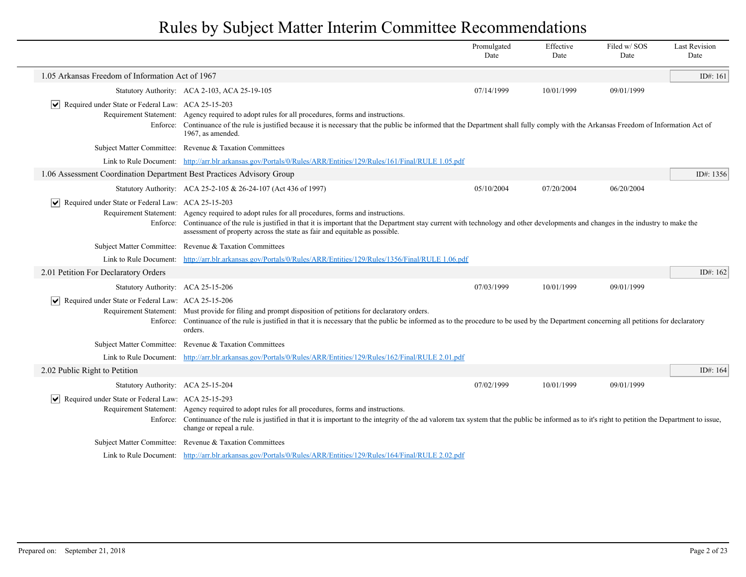# Rules by Subject Matter Interim Committee Recommendations

| | Promulgated Date | Effective Date | Filed w/ SOS Date | Last Revision Date |
|---|---|---|---|---|

## 1.05 Arkansas Freedom of Information Act of 1967

ID#: 161

| | Promulgated Date | Effective Date | Filed w/ SOS Date | Last Revision Date |
|---|---|---|---|---|
| Statutory Authority: ACA 2-103, ACA 25-19-105 | 07/14/1999 | 10/01/1999 | 09/01/1999 | |

☑ Required under State or Federal Law: ACA 25-15-203

Requirement Statement: Agency required to adopt rules for all procedures, forms and instructions.

Enforce: Continuance of the rule is justified because it is necessary that the public be informed that the Department shall fully comply with the Arkansas Freedom of Information Act of 1967, as amended.

Subject Matter Committee: Revenue & Taxation Committees

Link to Rule Document: http://arr.blr.arkansas.gov/Portals/0/Rules/ARR/Entities/129/Rules/161/Final/RULE 1.05.pdf

## 1.06 Assessment Coordination Department Best Practices Advisory Group

ID#: 1356

| | Promulgated Date | Effective Date | Filed w/ SOS Date | Last Revision Date |
|---|---|---|---|---|
| Statutory Authority: ACA 25-2-105 & 26-24-107 (Act 436 of 1997) | 05/10/2004 | 07/20/2004 | 06/20/2004 | |

☑ Required under State or Federal Law: ACA 25-15-203

Requirement Statement: Agency required to adopt rules for all procedures, forms and instructions.

Enforce: Continuance of the rule is justified in that it is important that the Department stay current with technology and other developments and changes in the industry to make the assessment of property across the state as fair and equitable as possible.

Subject Matter Committee: Revenue & Taxation Committees

Link to Rule Document: http://arr.blr.arkansas.gov/Portals/0/Rules/ARR/Entities/129/Rules/1356/Final/RULE 1.06.pdf

## 2.01 Petition For Declaratory Orders

ID#: 162

| | Promulgated Date | Effective Date | Filed w/ SOS Date | Last Revision Date |
|---|---|---|---|---|
| Statutory Authority: ACA 25-15-206 | 07/03/1999 | 10/01/1999 | 09/01/1999 | |

☑ Required under State or Federal Law: ACA 25-15-206

Requirement Statement: Must provide for filing and prompt disposition of petitions for declaratory orders.

Enforce: Continuance of the rule is justified in that it is necessary that the public be informed as to the procedure to be used by the Department concerning all petitions for declaratory orders.

Subject Matter Committee: Revenue & Taxation Committees

Link to Rule Document: http://arr.blr.arkansas.gov/Portals/0/Rules/ARR/Entities/129/Rules/162/Final/RULE 2.01.pdf

## 2.02 Public Right to Petition

ID#: 164

| | Promulgated Date | Effective Date | Filed w/ SOS Date | Last Revision Date |
|---|---|---|---|---|
| Statutory Authority: ACA 25-15-204 | 07/02/1999 | 10/01/1999 | 09/01/1999 | |

☑ Required under State or Federal Law: ACA 25-15-293

Requirement Statement: Agency required to adopt rules for all procedures, forms and instructions.

Enforce: Continuance of the rule is justified in that it is important to the integrity of the ad valorem tax system that the public be informed as to it's right to petition the Department to issue, change or repeal a rule.

Subject Matter Committee: Revenue & Taxation Committees

Link to Rule Document: http://arr.blr.arkansas.gov/Portals/0/Rules/ARR/Entities/129/Rules/164/Final/RULE 2.02.pdf

Prepared on: September 21, 2018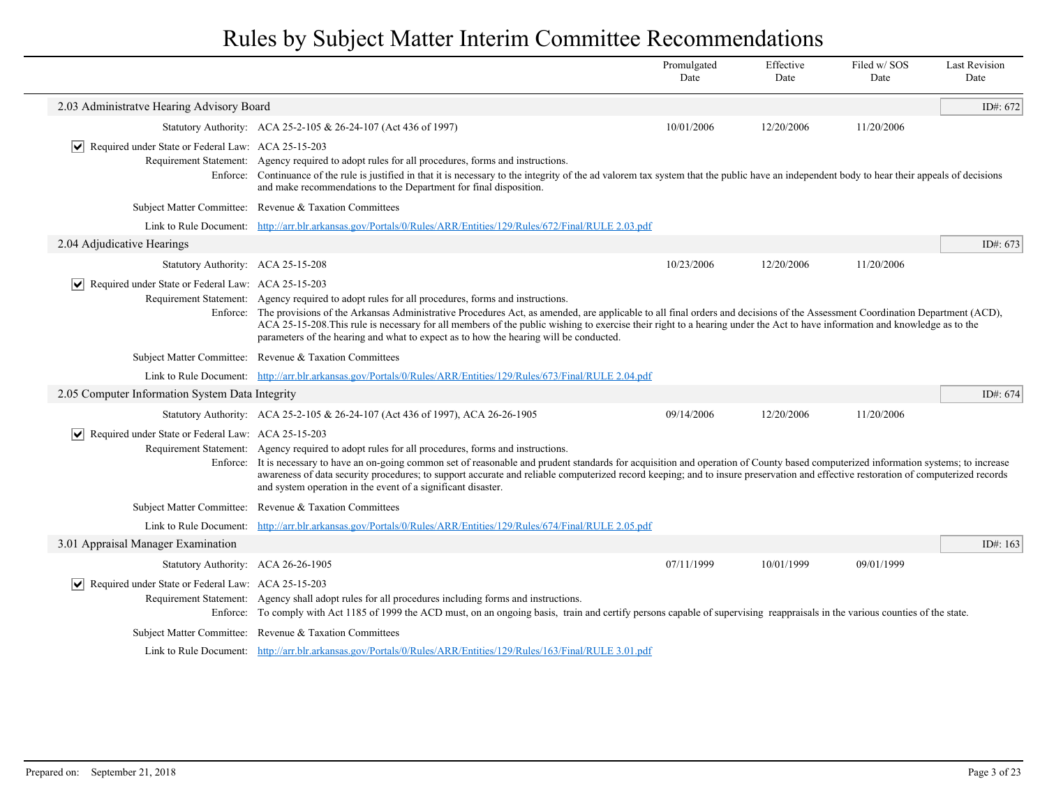# Rules by Subject Matter Interim Committee Recommendations

| | Promulgated Date | Effective Date | Filed w/ SOS Date | Last Revision Date |
|---|---|---|---|---|

## 2.03 Administratve Hearing Advisory Board

ID#: 672

| | | Promulgated Date | Effective Date | Filed w/ SOS Date | Last Revision Date |
|---|---|---|---|---|---|
| Statutory Authority: | ACA 25-2-105 & 26-24-107 (Act 436 of 1997) | 10/01/2006 | 12/20/2006 | 11/20/2006 | |

☑ Required under State or Federal Law: ACA 25-15-203

Requirement Statement: Agency required to adopt rules for all procedures, forms and instructions.

Enforce: Continuance of the rule is justified in that it is necessary to the integrity of the ad valorem tax system that the public have an independent body to hear their appeals of decisions and make recommendations to the Department for final disposition.

Subject Matter Committee: Revenue & Taxation Committees

Link to Rule Document: [http://arr.blr.arkansas.gov/Portals/0/Rules/ARR/Entities/129/Rules/672/Final/RULE 2.03.pdf](http://arr.blr.arkansas.gov/Portals/0/Rules/ARR/Entities/129/Rules/672/Final/RULE 2.03.pdf)

## 2.04 Adjudicative Hearings

ID#: 673

| | | Promulgated Date | Effective Date | Filed w/ SOS Date | Last Revision Date |
|---|---|---|---|---|---|
| Statutory Authority: | ACA 25-15-208 | 10/23/2006 | 12/20/2006 | 11/20/2006 | |

☑ Required under State or Federal Law: ACA 25-15-203

Requirement Statement: Agency required to adopt rules for all procedures, forms and instructions.

Enforce: The provisions of the Arkansas Administrative Procedures Act, as amended, are applicable to all final orders and decisions of the Assessment Coordination Department (ACD), ACA 25-15-208.This rule is necessary for all members of the public wishing to exercise their right to a hearing under the Act to have information and knowledge as to the parameters of the hearing and what to expect as to how the hearing will be conducted.

Subject Matter Committee: Revenue & Taxation Committees

Link to Rule Document: [http://arr.blr.arkansas.gov/Portals/0/Rules/ARR/Entities/129/Rules/673/Final/RULE 2.04.pdf](http://arr.blr.arkansas.gov/Portals/0/Rules/ARR/Entities/129/Rules/673/Final/RULE 2.04.pdf)

## 2.05 Computer Information System Data Integrity

ID#: 674

| | | Promulgated Date | Effective Date | Filed w/ SOS Date | Last Revision Date |
|---|---|---|---|---|---|
| Statutory Authority: | ACA 25-2-105 & 26-24-107 (Act 436 of 1997), ACA 26-26-1905 | 09/14/2006 | 12/20/2006 | 11/20/2006 | |

☑ Required under State or Federal Law: ACA 25-15-203

Requirement Statement: Agency required to adopt rules for all procedures, forms and instructions.

Enforce: It is necessary to have an on-going common set of reasonable and prudent standards for acquisition and operation of County based computerized information systems; to increase awareness of data security procedures; to support accurate and reliable computerized record keeping; and to insure preservation and effective restoration of computerized records and system operation in the event of a significant disaster.

Subject Matter Committee: Revenue & Taxation Committees

Link to Rule Document: [http://arr.blr.arkansas.gov/Portals/0/Rules/ARR/Entities/129/Rules/674/Final/RULE 2.05.pdf](http://arr.blr.arkansas.gov/Portals/0/Rules/ARR/Entities/129/Rules/674/Final/RULE 2.05.pdf)

## 3.01 Appraisal Manager Examination

ID#: 163

| | | Promulgated Date | Effective Date | Filed w/ SOS Date | Last Revision Date |
|---|---|---|---|---|---|
| Statutory Authority: | ACA 26-26-1905 | 07/11/1999 | 10/01/1999 | 09/01/1999 | |

☑ Required under State or Federal Law: ACA 25-15-203

Requirement Statement: Agency shall adopt rules for all procedures including forms and instructions.

Enforce: To comply with Act 1185 of 1999 the ACD must, on an ongoing basis, train and certify persons capable of supervising reappraisals in the various counties of the state.

Subject Matter Committee: Revenue & Taxation Committees

Link to Rule Document: [http://arr.blr.arkansas.gov/Portals/0/Rules/ARR/Entities/129/Rules/163/Final/RULE 3.01.pdf](http://arr.blr.arkansas.gov/Portals/0/Rules/ARR/Entities/129/Rules/163/Final/RULE 3.01.pdf)

Prepared on: September 21, 2018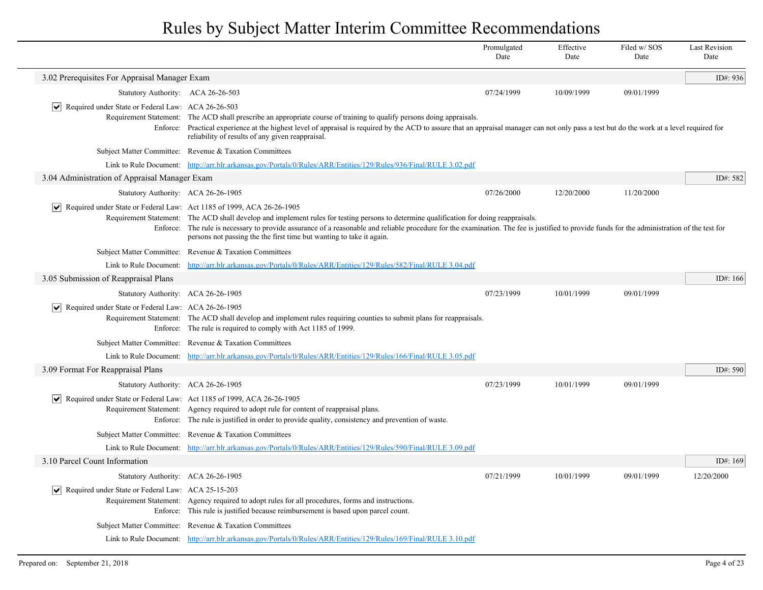# Rules by Subject Matter Interim Committee Recommendations

| | Promulgated Date | Effective Date | Filed w/ SOS Date | Last Revision Date |
|---|---|---|---|---|

## 3.02 Prerequisites For Appraisal Manager Exam

ID#: 936

| | Promulgated Date | Effective Date | Filed w/ SOS Date | Last Revision Date |
|---|---|---|---|---|
| Statutory Authority: ACA 26-26-503 | 07/24/1999 | 10/09/1999 | 09/01/1999 | |

- [x] Required under State or Federal Law: ACA 26-26-503

**Requirement Statement:** The ACD shall prescribe an appropriate course of training to qualify persons doing appraisals.

**Enforce:** Practical experience at the highest level of appraisal is required by the ACD to assure that an appraisal manager can not only pass a test but do the work at a level required for reliability of results of any given reappraisal.

**Subject Matter Committee:** Revenue & Taxation Committees

**Link to Rule Document:** http://arr.blr.arkansas.gov/Portals/0/Rules/ARR/Entities/129/Rules/936/Final/RULE 3.02.pdf

## 3.04 Administration of Appraisal Manager Exam

ID#: 582

| | Promulgated Date | Effective Date | Filed w/ SOS Date | Last Revision Date |
|---|---|---|---|---|
| Statutory Authority: ACA 26-26-1905 | 07/26/2000 | 12/20/2000 | 11/20/2000 | |

- [x] Required under State or Federal Law: Act 1185 of 1999, ACA 26-26-1905

**Requirement Statement:** The ACD shall develop and implement rules for testing persons to determine qualification for doing reappraisals.

**Enforce:** The rule is necessary to provide assurance of a reasonable and reliable procedure for the examination. The fee is justified to provide funds for the administration of the test for persons not passing the the first time but wanting to take it again.

**Subject Matter Committee:** Revenue & Taxation Committees

**Link to Rule Document:** http://arr.blr.arkansas.gov/Portals/0/Rules/ARR/Entities/129/Rules/582/Final/RULE 3.04.pdf

## 3.05 Submission of Reappraisal Plans

ID#: 166

| | Promulgated Date | Effective Date | Filed w/ SOS Date | Last Revision Date |
|---|---|---|---|---|
| Statutory Authority: ACA 26-26-1905 | 07/23/1999 | 10/01/1999 | 09/01/1999 | |

- [x] Required under State or Federal Law: ACA 26-26-1905

**Requirement Statement:** The ACD shall develop and implement rules requiring counties to submit plans for reappraisals.

**Enforce:** The rule is required to comply with Act 1185 of 1999.

**Subject Matter Committee:** Revenue & Taxation Committees

**Link to Rule Document:** http://arr.blr.arkansas.gov/Portals/0/Rules/ARR/Entities/129/Rules/166/Final/RULE 3.05.pdf

## 3.09 Format For Reappraisal Plans

ID#: 590

| | Promulgated Date | Effective Date | Filed w/ SOS Date | Last Revision Date |
|---|---|---|---|---|
| Statutory Authority: ACA 26-26-1905 | 07/23/1999 | 10/01/1999 | 09/01/1999 | |

- [x] Required under State or Federal Law: Act 1185 of 1999, ACA 26-26-1905

**Requirement Statement:** Agency required to adopt rule for content of reappraisal plans.

**Enforce:** The rule is justified in order to provide quality, consistency and prevention of waste.

**Subject Matter Committee:** Revenue & Taxation Committees

**Link to Rule Document:** http://arr.blr.arkansas.gov/Portals/0/Rules/ARR/Entities/129/Rules/590/Final/RULE 3.09.pdf

## 3.10 Parcel Count Information

ID#: 169

| | Promulgated Date | Effective Date | Filed w/ SOS Date | Last Revision Date |
|---|---|---|---|---|
| Statutory Authority: ACA 26-26-1905 | 07/21/1999 | 10/01/1999 | 09/01/1999 | 12/20/2000 |

- [x] Required under State or Federal Law: ACA 25-15-203

**Requirement Statement:** Agency required to adopt rules for all procedures, forms and instructions.

**Enforce:** This rule is justified because reimbursement is based upon parcel count.

**Subject Matter Committee:** Revenue & Taxation Committees

**Link to Rule Document:** http://arr.blr.arkansas.gov/Portals/0/Rules/ARR/Entities/129/Rules/169/Final/RULE 3.10.pdf

Prepared on: September 21, 2018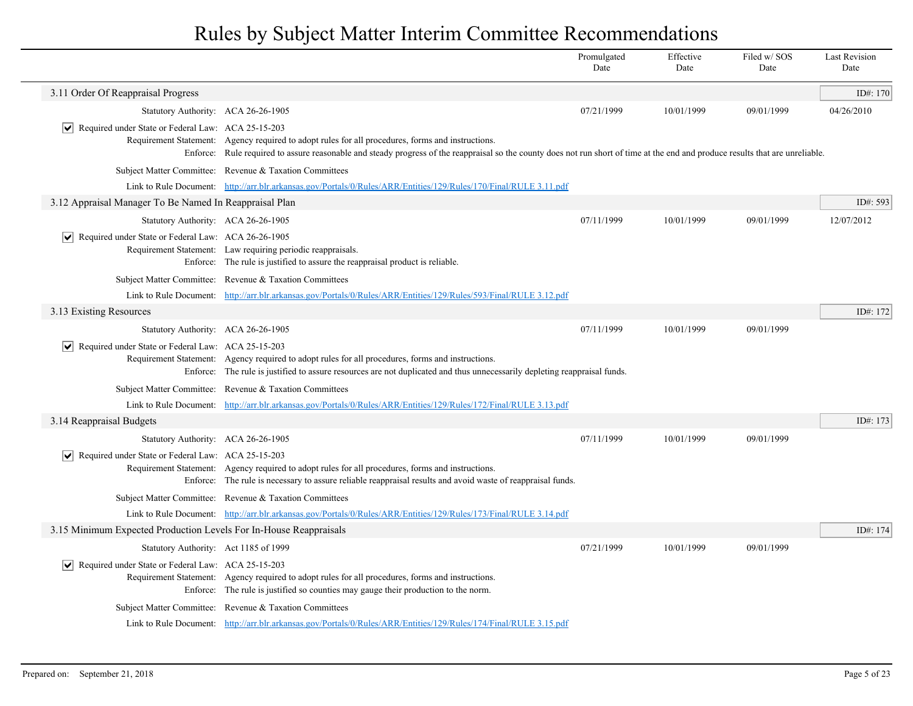# Rules by Subject Matter Interim Committee Recommendations

| | Promulgated Date | Effective Date | Filed w/ SOS Date | Last Revision Date |
|---|---|---|---|---|

## 3.11 Order Of Reappraisal Progress

ID#: 170

| | | Promulgated Date | Effective Date | Filed w/ SOS Date | Last Revision Date |
|---|---|---|---|---|---|
| Statutory Authority: | ACA 26-26-1905 | 07/21/1999 | 10/01/1999 | 09/01/1999 | 04/26/2010 |

- [x] Required under State or Federal Law: ACA 25-15-203

Requirement Statement: Agency required to adopt rules for all procedures, forms and instructions.

Enforce: Rule required to assure reasonable and steady progress of the reappraisal so the county does not run short of time at the end and produce results that are unreliable.

Subject Matter Committee: Revenue & Taxation Committees

Link to Rule Document: http://arr.blr.arkansas.gov/Portals/0/Rules/ARR/Entities/129/Rules/170/Final/RULE 3.11.pdf

## 3.12 Appraisal Manager To Be Named In Reappraisal Plan

ID#: 593

| | | Promulgated Date | Effective Date | Filed w/ SOS Date | Last Revision Date |
|---|---|---|---|---|---|
| Statutory Authority: | ACA 26-26-1905 | 07/11/1999 | 10/01/1999 | 09/01/1999 | 12/07/2012 |

- [x] Required under State or Federal Law: ACA 26-26-1905

Requirement Statement: Law requiring periodic reappraisals.

Enforce: The rule is justified to assure the reappraisal product is reliable.

Subject Matter Committee: Revenue & Taxation Committees

Link to Rule Document: http://arr.blr.arkansas.gov/Portals/0/Rules/ARR/Entities/129/Rules/593/Final/RULE 3.12.pdf

## 3.13 Existing Resources

ID#: 172

| | | Promulgated Date | Effective Date | Filed w/ SOS Date | Last Revision Date |
|---|---|---|---|---|---|
| Statutory Authority: | ACA 26-26-1905 | 07/11/1999 | 10/01/1999 | 09/01/1999 | |

- [x] Required under State or Federal Law: ACA 25-15-203

Requirement Statement: Agency required to adopt rules for all procedures, forms and instructions.

Enforce: The rule is justified to assure resources are not duplicated and thus unnecessarily depleting reappraisal funds.

Subject Matter Committee: Revenue & Taxation Committees

Link to Rule Document: http://arr.blr.arkansas.gov/Portals/0/Rules/ARR/Entities/129/Rules/172/Final/RULE 3.13.pdf

## 3.14 Reappraisal Budgets

ID#: 173

| | | Promulgated Date | Effective Date | Filed w/ SOS Date | Last Revision Date |
|---|---|---|---|---|---|
| Statutory Authority: | ACA 26-26-1905 | 07/11/1999 | 10/01/1999 | 09/01/1999 | |

- [x] Required under State or Federal Law: ACA 25-15-203

Requirement Statement: Agency required to adopt rules for all procedures, forms and instructions.

Enforce: The rule is necessary to assure reliable reappraisal results and avoid waste of reappraisal funds.

Subject Matter Committee: Revenue & Taxation Committees

Link to Rule Document: http://arr.blr.arkansas.gov/Portals/0/Rules/ARR/Entities/129/Rules/173/Final/RULE 3.14.pdf

## 3.15 Minimum Expected Production Levels For In-House Reappraisals

ID#: 174

| | | Promulgated Date | Effective Date | Filed w/ SOS Date | Last Revision Date |
|---|---|---|---|---|---|
| Statutory Authority: | Act 1185 of 1999 | 07/21/1999 | 10/01/1999 | 09/01/1999 | |

- [x] Required under State or Federal Law: ACA 25-15-203

Requirement Statement: Agency required to adopt rules for all procedures, forms and instructions.

Enforce: The rule is justified so counties may gauge their production to the norm.

Subject Matter Committee: Revenue & Taxation Committees

Link to Rule Document: http://arr.blr.arkansas.gov/Portals/0/Rules/ARR/Entities/129/Rules/174/Final/RULE 3.15.pdf

Prepared on: September 21, 2018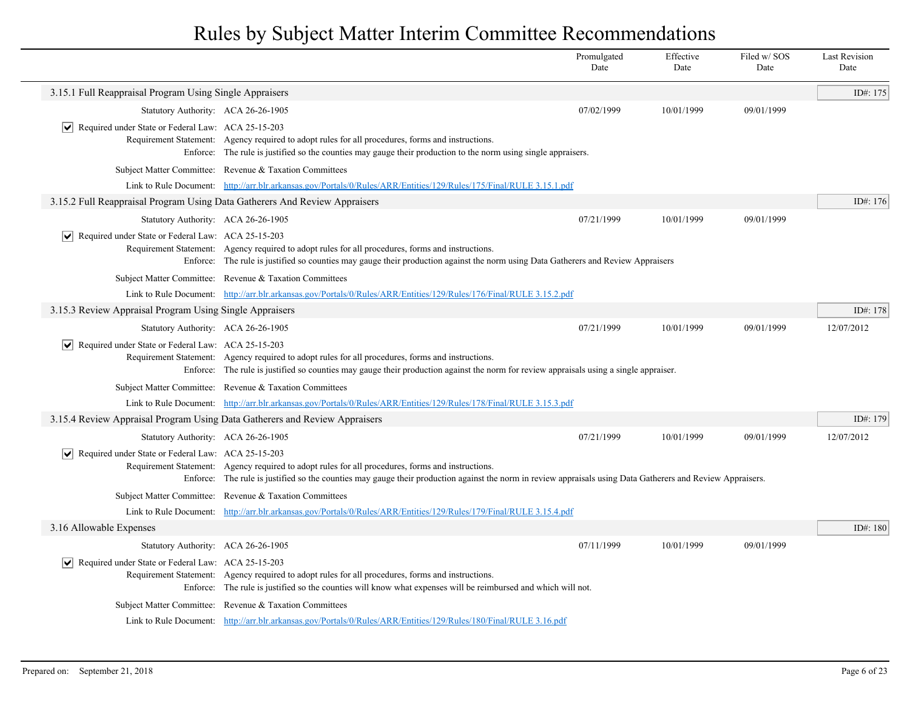# Rules by Subject Matter Interim Committee Recommendations

| | Promulgated Date | Effective Date | Filed w/ SOS Date | Last Revision Date |
|---|---|---|---|---|

## 3.15.1 Full Reappraisal Program Using Single Appraisers

ID#: 175

| | Promulgated Date | Effective Date | Filed w/ SOS Date | Last Revision Date |
|---|---|---|---|---|
| Statutory Authority: ACA 26-26-1905 | 07/02/1999 | 10/01/1999 | 09/01/1999 | |

- [x] Required under State or Federal Law: ACA 25-15-203

Requirement Statement: Agency required to adopt rules for all procedures, forms and instructions.

Enforce: The rule is justified so the counties may gauge their production to the norm using single appraisers.

Subject Matter Committee: Revenue & Taxation Committees

Link to Rule Document: http://arr.blr.arkansas.gov/Portals/0/Rules/ARR/Entities/129/Rules/175/Final/RULE 3.15.1.pdf

## 3.15.2 Full Reappraisal Program Using Data Gatherers And Review Appraisers

ID#: 176

| | Promulgated Date | Effective Date | Filed w/ SOS Date | Last Revision Date |
|---|---|---|---|---|
| Statutory Authority: ACA 26-26-1905 | 07/21/1999 | 10/01/1999 | 09/01/1999 | |

- [x] Required under State or Federal Law: ACA 25-15-203

Requirement Statement: Agency required to adopt rules for all procedures, forms and instructions.

Enforce: The rule is justified so counties may gauge their production against the norm using Data Gatherers and Review Appraisers

Subject Matter Committee: Revenue & Taxation Committees

Link to Rule Document: http://arr.blr.arkansas.gov/Portals/0/Rules/ARR/Entities/129/Rules/176/Final/RULE 3.15.2.pdf

## 3.15.3 Review Appraisal Program Using Single Appraisers

ID#: 178

| | Promulgated Date | Effective Date | Filed w/ SOS Date | Last Revision Date |
|---|---|---|---|---|
| Statutory Authority: ACA 26-26-1905 | 07/21/1999 | 10/01/1999 | 09/01/1999 | 12/07/2012 |

- [x] Required under State or Federal Law: ACA 25-15-203

Requirement Statement: Agency required to adopt rules for all procedures, forms and instructions.

Enforce: The rule is justified so counties may gauge their production against the norm for review appraisals using a single appraiser.

Subject Matter Committee: Revenue & Taxation Committees

Link to Rule Document: http://arr.blr.arkansas.gov/Portals/0/Rules/ARR/Entities/129/Rules/178/Final/RULE 3.15.3.pdf

## 3.15.4 Review Appraisal Program Using Data Gatherers and Review Appraisers

ID#: 179

| | Promulgated Date | Effective Date | Filed w/ SOS Date | Last Revision Date |
|---|---|---|---|---|
| Statutory Authority: ACA 26-26-1905 | 07/21/1999 | 10/01/1999 | 09/01/1999 | 12/07/2012 |

- [x] Required under State or Federal Law: ACA 25-15-203

Requirement Statement: Agency required to adopt rules for all procedures, forms and instructions.

Enforce: The rule is justified so the counties may gauge their production against the norm in review appraisals using Data Gatherers and Review Appraisers.

Subject Matter Committee: Revenue & Taxation Committees

Link to Rule Document: http://arr.blr.arkansas.gov/Portals/0/Rules/ARR/Entities/129/Rules/179/Final/RULE 3.15.4.pdf

## 3.16 Allowable Expenses

ID#: 180

| | Promulgated Date | Effective Date | Filed w/ SOS Date | Last Revision Date |
|---|---|---|---|---|
| Statutory Authority: ACA 26-26-1905 | 07/11/1999 | 10/01/1999 | 09/01/1999 | |

- [x] Required under State or Federal Law: ACA 25-15-203

Requirement Statement: Agency required to adopt rules for all procedures, forms and instructions.

Enforce: The rule is justified so the counties will know what expenses will be reimbursed and which will not.

Subject Matter Committee: Revenue & Taxation Committees

Link to Rule Document: http://arr.blr.arkansas.gov/Portals/0/Rules/ARR/Entities/129/Rules/180/Final/RULE 3.16.pdf

Prepared on: September 21, 2018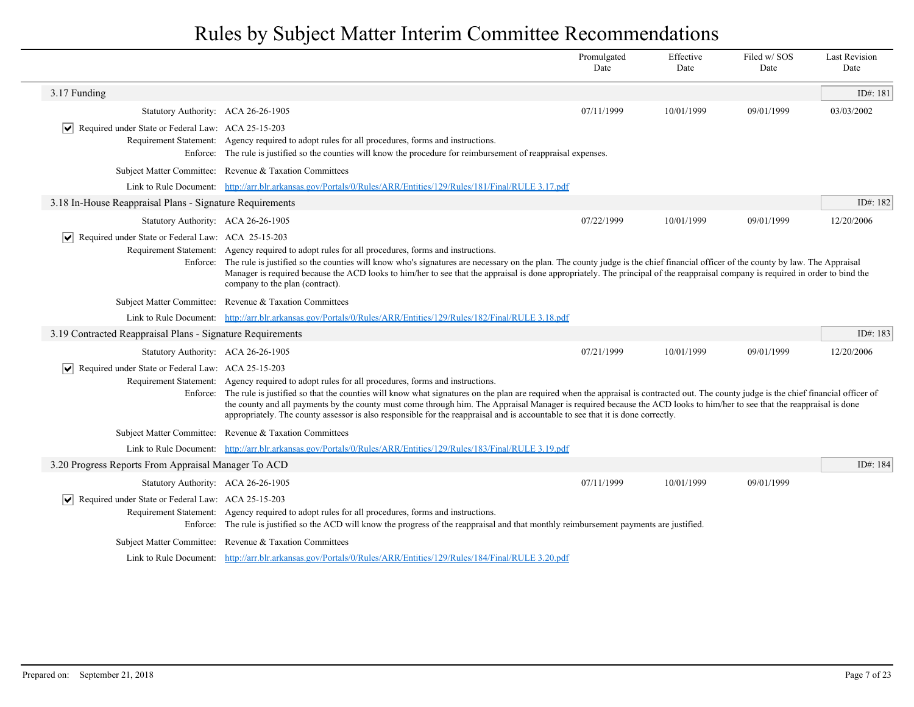# Rules by Subject Matter Interim Committee Recommendations

| | Promulgated Date | Effective Date | Filed w/ SOS Date | Last Revision Date |
|---|---|---|---|---|

## 3.17 Funding

ID#: 181

| | Promulgated Date | Effective Date | Filed w/ SOS Date | Last Revision Date |
|---|---|---|---|---|
| Statutory Authority: ACA 26-26-1905 | 07/11/1999 | 10/01/1999 | 09/01/1999 | 03/03/2002 |

☑ Required under State or Federal Law: ACA 25-15-203

Requirement Statement: Agency required to adopt rules for all procedures, forms and instructions.

Enforce: The rule is justified so the counties will know the procedure for reimbursement of reappraisal expenses.

Subject Matter Committee: Revenue & Taxation Committees

Link to Rule Document: http://arr.blr.arkansas.gov/Portals/0/Rules/ARR/Entities/129/Rules/181/Final/RULE 3.17.pdf

## 3.18 In-House Reappraisal Plans - Signature Requirements

ID#: 182

| | Promulgated Date | Effective Date | Filed w/ SOS Date | Last Revision Date |
|---|---|---|---|---|
| Statutory Authority: ACA 26-26-1905 | 07/22/1999 | 10/01/1999 | 09/01/1999 | 12/20/2006 |

☑ Required under State or Federal Law: ACA 25-15-203

Requirement Statement: Agency required to adopt rules for all procedures, forms and instructions.

Enforce: The rule is justified so the counties will know who's signatures are necessary on the plan. The county judge is the chief financial officer of the county by law. The Appraisal Manager is required because the ACD looks to him/her to see that the appraisal is done appropriately. The principal of the reappraisal company is required in order to bind the company to the plan (contract).

Subject Matter Committee: Revenue & Taxation Committees

Link to Rule Document: http://arr.blr.arkansas.gov/Portals/0/Rules/ARR/Entities/129/Rules/182/Final/RULE 3.18.pdf

## 3.19 Contracted Reappraisal Plans - Signature Requirements

ID#: 183

| | Promulgated Date | Effective Date | Filed w/ SOS Date | Last Revision Date |
|---|---|---|---|---|
| Statutory Authority: ACA 26-26-1905 | 07/21/1999 | 10/01/1999 | 09/01/1999 | 12/20/2006 |

☑ Required under State or Federal Law: ACA 25-15-203

Requirement Statement: Agency required to adopt rules for all procedures, forms and instructions.

Enforce: The rule is justified so that the counties will know what signatures on the plan are required when the appraisal is contracted out. The county judge is the chief financial officer of the county and all payments by the county must come through him. The Appraisal Manager is required because the ACD looks to him/her to see that the reappraisal is done appropriately. The county assessor is also responsible for the reappraisal and is accountable to see that it is done correctly.

Subject Matter Committee: Revenue & Taxation Committees

Link to Rule Document: http://arr.blr.arkansas.gov/Portals/0/Rules/ARR/Entities/129/Rules/183/Final/RULE 3.19.pdf

## 3.20 Progress Reports From Appraisal Manager To ACD

ID#: 184

| | Promulgated Date | Effective Date | Filed w/ SOS Date | Last Revision Date |
|---|---|---|---|---|
| Statutory Authority: ACA 26-26-1905 | 07/11/1999 | 10/01/1999 | 09/01/1999 | |

☑ Required under State or Federal Law: ACA 25-15-203

Requirement Statement: Agency required to adopt rules for all procedures, forms and instructions.

Enforce: The rule is justified so the ACD will know the progress of the reappraisal and that monthly reimbursement payments are justified.

Subject Matter Committee: Revenue & Taxation Committees

Link to Rule Document: http://arr.blr.arkansas.gov/Portals/0/Rules/ARR/Entities/129/Rules/184/Final/RULE 3.20.pdf

Prepared on: September 21, 2018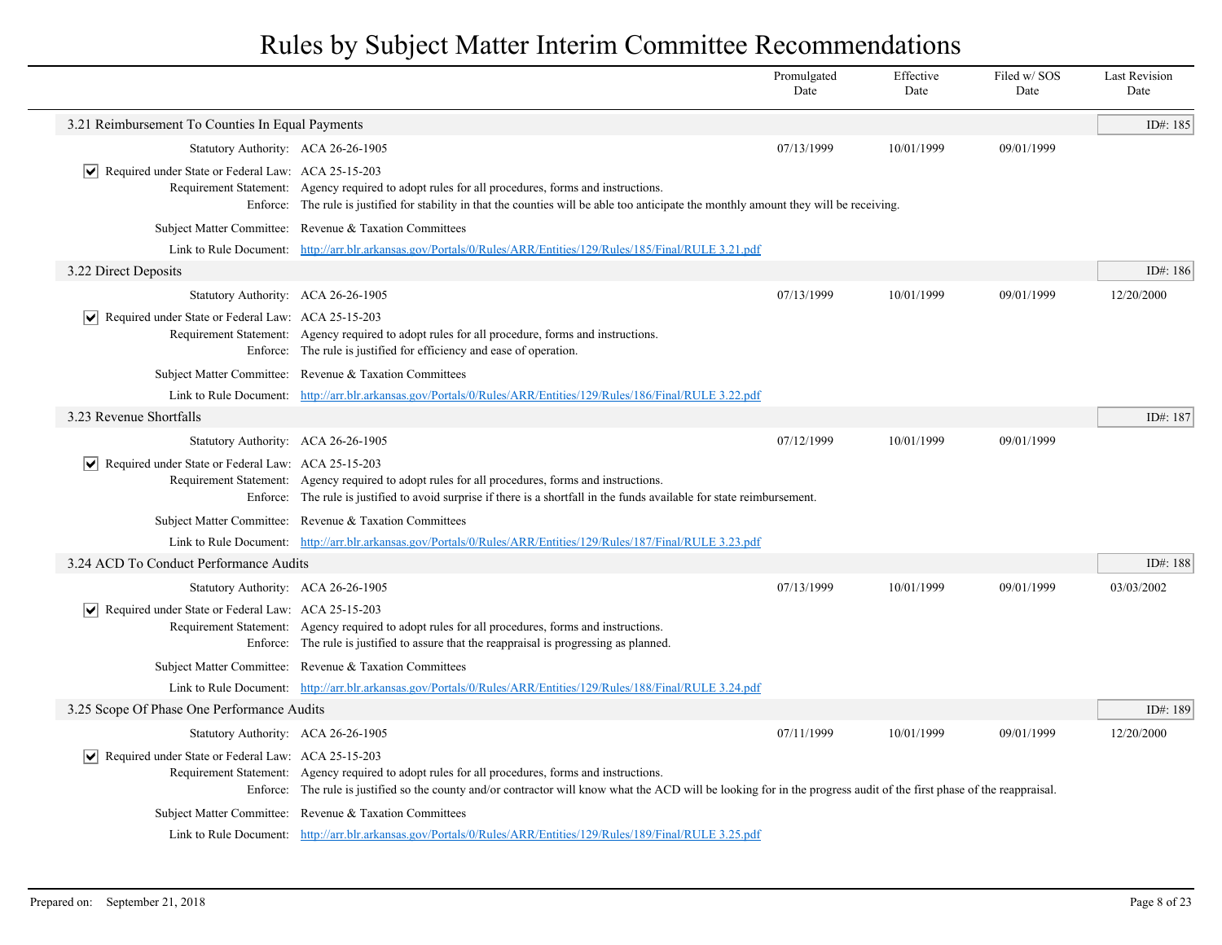# Rules by Subject Matter Interim Committee Recommendations

| | Promulgated Date | Effective Date | Filed w/ SOS Date | Last Revision Date |
|---|---|---|---|---|

## 3.21 Reimbursement To Counties In Equal Payments

ID#: 185

| | Promulgated Date | Effective Date | Filed w/ SOS Date | Last Revision Date |
|---|---|---|---|---|
| Statutory Authority: ACA 26-26-1905 | 07/13/1999 | 10/01/1999 | 09/01/1999 | |

- [x] Required under State or Federal Law: ACA 25-15-203

Requirement Statement: Agency required to adopt rules for all procedures, forms and instructions.

Enforce: The rule is justified for stability in that the counties will be able too anticipate the monthly amount they will be receiving.

Subject Matter Committee: Revenue & Taxation Committees

Link to Rule Document: http://arr.blr.arkansas.gov/Portals/0/Rules/ARR/Entities/129/Rules/185/Final/RULE 3.21.pdf

## 3.22 Direct Deposits

ID#: 186

| | Promulgated Date | Effective Date | Filed w/ SOS Date | Last Revision Date |
|---|---|---|---|---|
| Statutory Authority: ACA 26-26-1905 | 07/13/1999 | 10/01/1999 | 09/01/1999 | 12/20/2000 |

- [x] Required under State or Federal Law: ACA 25-15-203

Requirement Statement: Agency required to adopt rules for all procedure, forms and instructions.

Enforce: The rule is justified for efficiency and ease of operation.

Subject Matter Committee: Revenue & Taxation Committees

Link to Rule Document: http://arr.blr.arkansas.gov/Portals/0/Rules/ARR/Entities/129/Rules/186/Final/RULE 3.22.pdf

## 3.23 Revenue Shortfalls

ID#: 187

| | Promulgated Date | Effective Date | Filed w/ SOS Date | Last Revision Date |
|---|---|---|---|---|
| Statutory Authority: ACA 26-26-1905 | 07/12/1999 | 10/01/1999 | 09/01/1999 | |

- [x] Required under State or Federal Law: ACA 25-15-203

Requirement Statement: Agency required to adopt rules for all procedures, forms and instructions.

Enforce: The rule is justified to avoid surprise if there is a shortfall in the funds available for state reimbursement.

Subject Matter Committee: Revenue & Taxation Committees

Link to Rule Document: http://arr.blr.arkansas.gov/Portals/0/Rules/ARR/Entities/129/Rules/187/Final/RULE 3.23.pdf

## 3.24 ACD To Conduct Performance Audits

ID#: 188

| | Promulgated Date | Effective Date | Filed w/ SOS Date | Last Revision Date |
|---|---|---|---|---|
| Statutory Authority: ACA 26-26-1905 | 07/13/1999 | 10/01/1999 | 09/01/1999 | 03/03/2002 |

- [x] Required under State or Federal Law: ACA 25-15-203

Requirement Statement: Agency required to adopt rules for all procedures, forms and instructions.

Enforce: The rule is justified to assure that the reappraisal is progressing as planned.

Subject Matter Committee: Revenue & Taxation Committees

Link to Rule Document: http://arr.blr.arkansas.gov/Portals/0/Rules/ARR/Entities/129/Rules/188/Final/RULE 3.24.pdf

## 3.25 Scope Of Phase One Performance Audits

ID#: 189

| | Promulgated Date | Effective Date | Filed w/ SOS Date | Last Revision Date |
|---|---|---|---|---|
| Statutory Authority: ACA 26-26-1905 | 07/11/1999 | 10/01/1999 | 09/01/1999 | 12/20/2000 |

- [x] Required under State or Federal Law: ACA 25-15-203

Requirement Statement: Agency required to adopt rules for all procedures, forms and instructions.

Enforce: The rule is justified so the county and/or contractor will know what the ACD will be looking for in the progress audit of the first phase of the reappraisal.

Subject Matter Committee: Revenue & Taxation Committees

Link to Rule Document: http://arr.blr.arkansas.gov/Portals/0/Rules/ARR/Entities/129/Rules/189/Final/RULE 3.25.pdf

Prepared on: September 21, 2018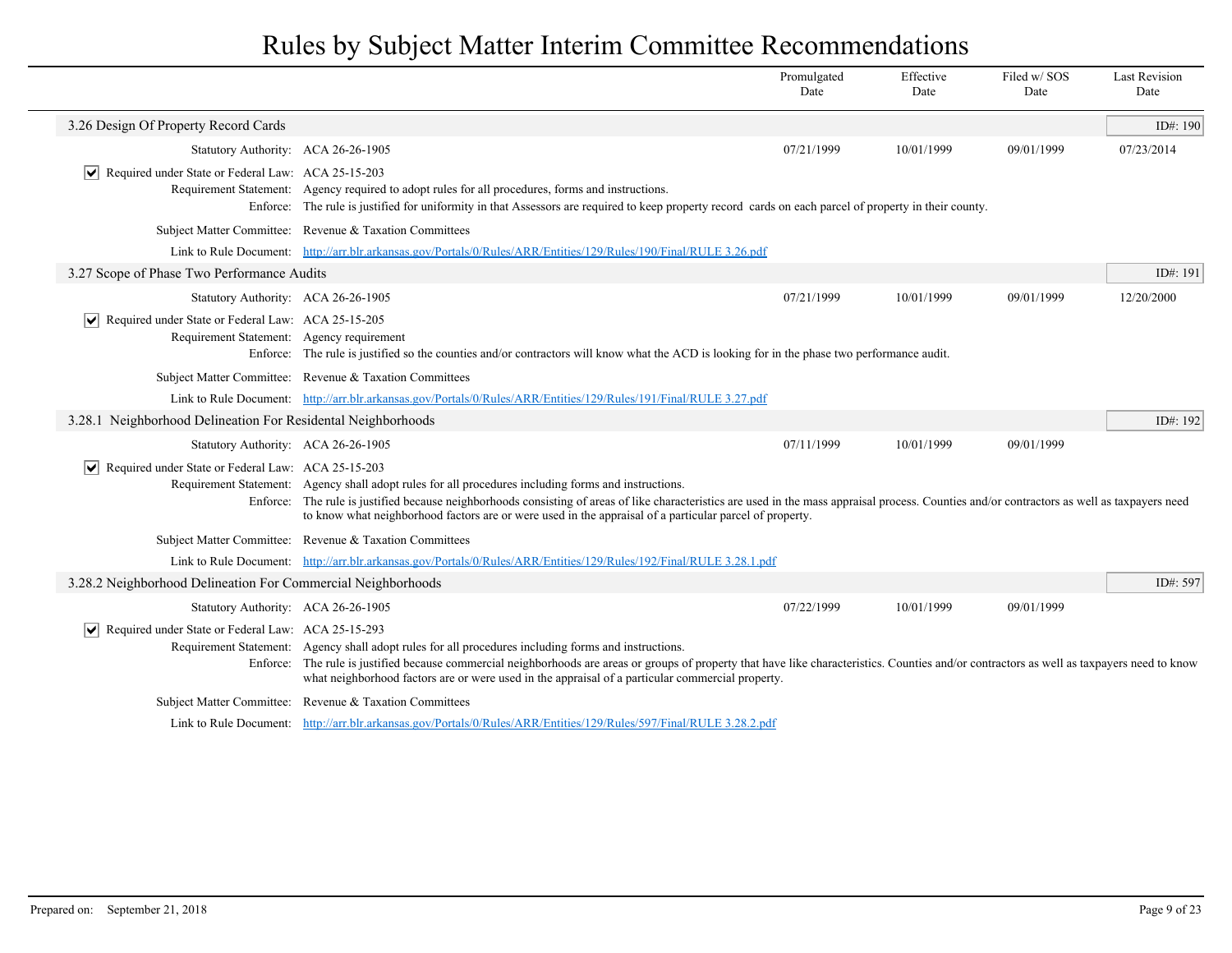# Rules by Subject Matter Interim Committee Recommendations

| | Promulgated Date | Effective Date | Filed w/ SOS Date | Last Revision Date |
|---|---|---|---|---|

## 3.26 Design Of Property Record Cards

ID#: 190

| | Promulgated Date | Effective Date | Filed w/ SOS Date | Last Revision Date |
|---|---|---|---|---|
| Statutory Authority: ACA 26-26-1905 | 07/21/1999 | 10/01/1999 | 09/01/1999 | 07/23/2014 |

- [x] Required under State or Federal Law: ACA 25-15-203

Requirement Statement: Agency required to adopt rules for all procedures, forms and instructions.

Enforce: The rule is justified for uniformity in that Assessors are required to keep property record cards on each parcel of property in their county.

Subject Matter Committee: Revenue & Taxation Committees

Link to Rule Document: [http://arr.blr.arkansas.gov/Portals/0/Rules/ARR/Entities/129/Rules/190/Final/RULE 3.26.pdf](http://arr.blr.arkansas.gov/Portals/0/Rules/ARR/Entities/129/Rules/190/Final/RULE 3.26.pdf)

## 3.27 Scope of Phase Two Performance Audits

ID#: 191

| | Promulgated Date | Effective Date | Filed w/ SOS Date | Last Revision Date |
|---|---|---|---|---|
| Statutory Authority: ACA 26-26-1905 | 07/21/1999 | 10/01/1999 | 09/01/1999 | 12/20/2000 |

- [x] Required under State or Federal Law: ACA 25-15-205

Requirement Statement: Agency requirement

Enforce: The rule is justified so the counties and/or contractors will know what the ACD is looking for in the phase two performance audit.

Subject Matter Committee: Revenue & Taxation Committees

Link to Rule Document: [http://arr.blr.arkansas.gov/Portals/0/Rules/ARR/Entities/129/Rules/191/Final/RULE 3.27.pdf](http://arr.blr.arkansas.gov/Portals/0/Rules/ARR/Entities/129/Rules/191/Final/RULE 3.27.pdf)

## 3.28.1 Neighborhood Delineation For Residental Neighborhoods

ID#: 192

| | Promulgated Date | Effective Date | Filed w/ SOS Date | Last Revision Date |
|---|---|---|---|---|
| Statutory Authority: ACA 26-26-1905 | 07/11/1999 | 10/01/1999 | 09/01/1999 | |

- [x] Required under State or Federal Law: ACA 25-15-203

Requirement Statement: Agency shall adopt rules for all procedures including forms and instructions.

Enforce: The rule is justified because neighborhoods consisting of areas of like characteristics are used in the mass appraisal process. Counties and/or contractors as well as taxpayers need to know what neighborhood factors are or were used in the appraisal of a particular parcel of property.

Subject Matter Committee: Revenue & Taxation Committees

Link to Rule Document: [http://arr.blr.arkansas.gov/Portals/0/Rules/ARR/Entities/129/Rules/192/Final/RULE 3.28.1.pdf](http://arr.blr.arkansas.gov/Portals/0/Rules/ARR/Entities/129/Rules/192/Final/RULE 3.28.1.pdf)

## 3.28.2 Neighborhood Delineation For Commercial Neighborhoods

ID#: 597

| | Promulgated Date | Effective Date | Filed w/ SOS Date | Last Revision Date |
|---|---|---|---|---|
| Statutory Authority: ACA 26-26-1905 | 07/22/1999 | 10/01/1999 | 09/01/1999 | |

- [x] Required under State or Federal Law: ACA 25-15-293

Requirement Statement: Agency shall adopt rules for all procedures including forms and instructions.

Enforce: The rule is justified because commercial neighborhoods are areas or groups of property that have like characteristics. Counties and/or contractors as well as taxpayers need to know what neighborhood factors are or were used in the appraisal of a particular commercial property.

Subject Matter Committee: Revenue & Taxation Committees

Link to Rule Document: [http://arr.blr.arkansas.gov/Portals/0/Rules/ARR/Entities/129/Rules/597/Final/RULE 3.28.2.pdf](http://arr.blr.arkansas.gov/Portals/0/Rules/ARR/Entities/129/Rules/597/Final/RULE 3.28.2.pdf)

Prepared on: September 21, 2018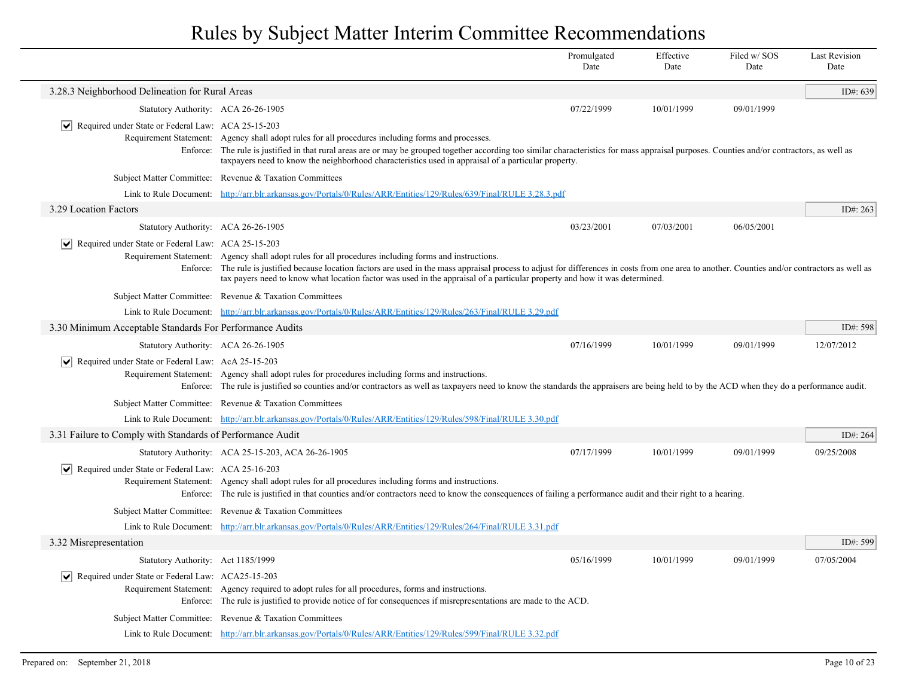# Rules by Subject Matter Interim Committee Recommendations

| | Promulgated Date | Effective Date | Filed w/ SOS Date | Last Revision Date |
|---|---|---|---|---|

## 3.28.3 Neighborhood Delineation for Rural Areas

ID#: 639

| | Promulgated Date | Effective Date | Filed w/ SOS Date | Last Revision Date |
|---|---|---|---|---|
| Statutory Authority: ACA 26-26-1905 | 07/22/1999 | 10/01/1999 | 09/01/1999 | |

- [x] Required under State or Federal Law: ACA 25-15-203

Requirement Statement: Agency shall adopt rules for all procedures including forms and processes.

Enforce: The rule is justified in that rural areas are or may be grouped together according too similar characteristics for mass appraisal purposes. Counties and/or contractors, as well as taxpayers need to know the neighborhood characteristics used in appraisal of a particular property.

Subject Matter Committee: Revenue & Taxation Committees

Link to Rule Document: http://arr.blr.arkansas.gov/Portals/0/Rules/ARR/Entities/129/Rules/639/Final/RULE 3.28.3.pdf

## 3.29 Location Factors

ID#: 263

| | Promulgated Date | Effective Date | Filed w/ SOS Date | Last Revision Date |
|---|---|---|---|---|
| Statutory Authority: ACA 26-26-1905 | 03/23/2001 | 07/03/2001 | 06/05/2001 | |

- [x] Required under State or Federal Law: ACA 25-15-203

Requirement Statement: Agency shall adopt rules for all procedures including forms and instructions.

Enforce: The rule is justified because location factors are used in the mass appraisal process to adjust for differences in costs from one area to another. Counties and/or contractors as well as tax payers need to know what location factor was used in the appraisal of a particular property and how it was determined.

Subject Matter Committee: Revenue & Taxation Committees

Link to Rule Document: http://arr.blr.arkansas.gov/Portals/0/Rules/ARR/Entities/129/Rules/263/Final/RULE 3.29.pdf

## 3.30 Minimum Acceptable Standards For Performance Audits

ID#: 598

| | Promulgated Date | Effective Date | Filed w/ SOS Date | Last Revision Date |
|---|---|---|---|---|
| Statutory Authority: ACA 26-26-1905 | 07/16/1999 | 10/01/1999 | 09/01/1999 | 12/07/2012 |

- [x] Required under State or Federal Law: AcA 25-15-203

Requirement Statement: Agency shall adopt rules for procedures including forms and instructions.

Enforce: The rule is justified so counties and/or contractors as well as taxpayers need to know the standards the appraisers are being held to by the ACD when they do a performance audit.

Subject Matter Committee: Revenue & Taxation Committees

Link to Rule Document: http://arr.blr.arkansas.gov/Portals/0/Rules/ARR/Entities/129/Rules/598/Final/RULE 3.30.pdf

## 3.31 Failure to Comply with Standards of Performance Audit

ID#: 264

| | Promulgated Date | Effective Date | Filed w/ SOS Date | Last Revision Date |
|---|---|---|---|---|
| Statutory Authority: ACA 25-15-203, ACA 26-26-1905 | 07/17/1999 | 10/01/1999 | 09/01/1999 | 09/25/2008 |

- [x] Required under State or Federal Law: ACA 25-16-203

Requirement Statement: Agency shall adopt rules for all procedures including forms and instructions.

Enforce: The rule is justified in that counties and/or contractors need to know the consequences of failing a performance audit and their right to a hearing.

Subject Matter Committee: Revenue & Taxation Committees

Link to Rule Document: http://arr.blr.arkansas.gov/Portals/0/Rules/ARR/Entities/129/Rules/264/Final/RULE 3.31.pdf

## 3.32 Misrepresentation

ID#: 599

| | Promulgated Date | Effective Date | Filed w/ SOS Date | Last Revision Date |
|---|---|---|---|---|
| Statutory Authority: Act 1185/1999 | 05/16/1999 | 10/01/1999 | 09/01/1999 | 07/05/2004 |

- [x] Required under State or Federal Law: ACA25-15-203

Requirement Statement: Agency required to adopt rules for all procedures, forms and instructions.

Enforce: The rule is justified to provide notice of for consequences if misrepresentations are made to the ACD.

Subject Matter Committee: Revenue & Taxation Committees

Link to Rule Document: http://arr.blr.arkansas.gov/Portals/0/Rules/ARR/Entities/129/Rules/599/Final/RULE 3.32.pdf

Prepared on: September 21, 2018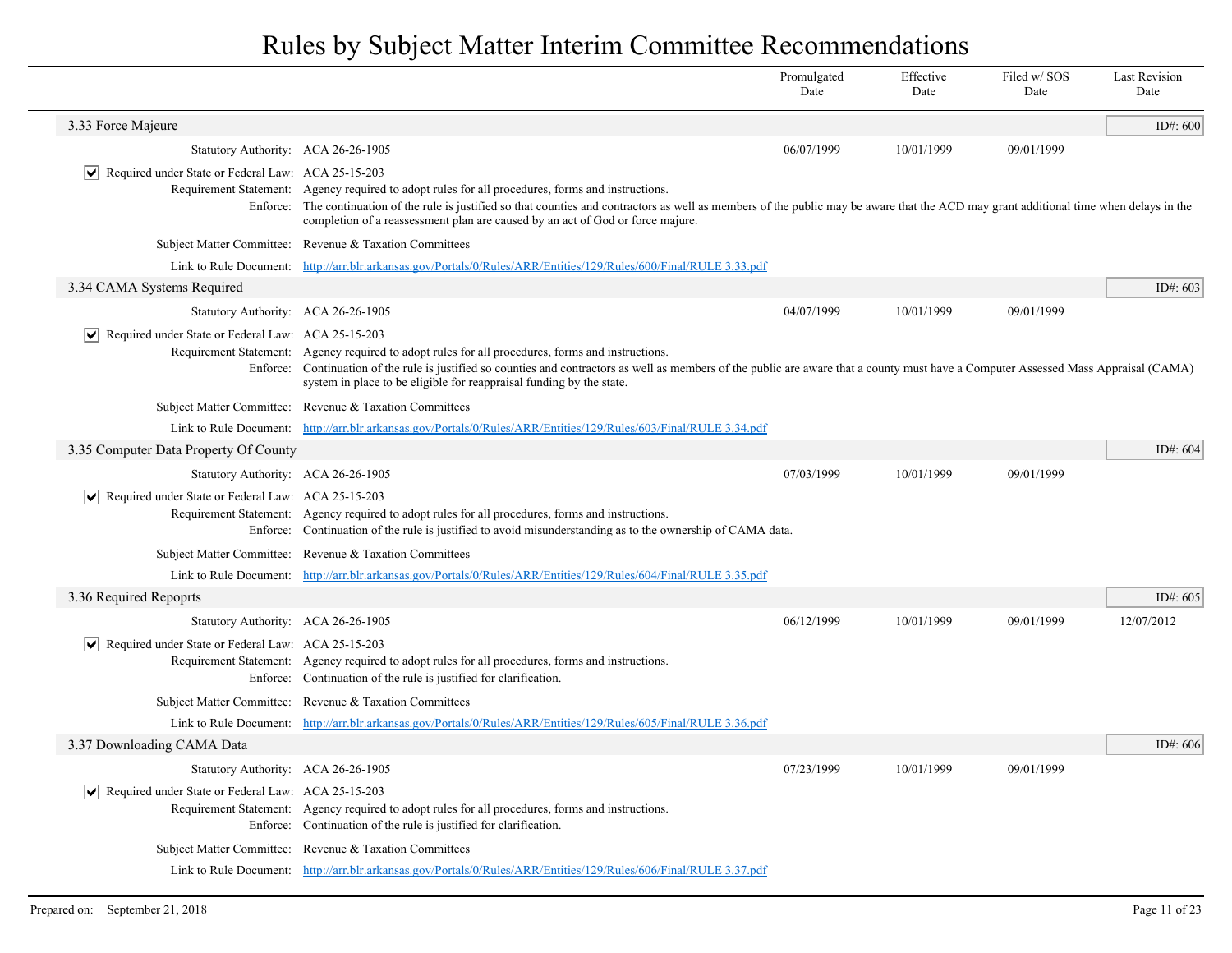# Rules by Subject Matter Interim Committee Recommendations

| | Promulgated Date | Effective Date | Filed w/ SOS Date | Last Revision Date |
|---|---|---|---|---|

## 3.33 Force Majeure

ID#: 600

| | | Promulgated Date | Effective Date | Filed w/ SOS Date | Last Revision Date |
|---|---|---|---|---|---|
| Statutory Authority: | ACA 26-26-1905 | 06/07/1999 | 10/01/1999 | 09/01/1999 | |

- [x] Required under State or Federal Law: ACA 25-15-203

Requirement Statement: Agency required to adopt rules for all procedures, forms and instructions.

Enforce: The continuation of the rule is justified so that counties and contractors as well as members of the public may be aware that the ACD may grant additional time when delays in the completion of a reassessment plan are caused by an act of God or force majure.

Subject Matter Committee: Revenue & Taxation Committees

Link to Rule Document: http://arr.blr.arkansas.gov/Portals/0/Rules/ARR/Entities/129/Rules/600/Final/RULE 3.33.pdf

## 3.34 CAMA Systems Required

ID#: 603

| | | Promulgated Date | Effective Date | Filed w/ SOS Date | Last Revision Date |
|---|---|---|---|---|---|
| Statutory Authority: | ACA 26-26-1905 | 04/07/1999 | 10/01/1999 | 09/01/1999 | |

- [x] Required under State or Federal Law: ACA 25-15-203

Requirement Statement: Agency required to adopt rules for all procedures, forms and instructions.

Enforce: Continuation of the rule is justified so counties and contractors as well as members of the public are aware that a county must have a Computer Assessed Mass Appraisal (CAMA) system in place to be eligible for reappraisal funding by the state.

Subject Matter Committee: Revenue & Taxation Committees

Link to Rule Document: http://arr.blr.arkansas.gov/Portals/0/Rules/ARR/Entities/129/Rules/603/Final/RULE 3.34.pdf

## 3.35 Computer Data Property Of County

ID#: 604

| | | Promulgated Date | Effective Date | Filed w/ SOS Date | Last Revision Date |
|---|---|---|---|---|---|
| Statutory Authority: | ACA 26-26-1905 | 07/03/1999 | 10/01/1999 | 09/01/1999 | |

- [x] Required under State or Federal Law: ACA 25-15-203

Requirement Statement: Agency required to adopt rules for all procedures, forms and instructions.

Enforce: Continuation of the rule is justified to avoid misunderstanding as to the ownership of CAMA data.

Subject Matter Committee: Revenue & Taxation Committees

Link to Rule Document: http://arr.blr.arkansas.gov/Portals/0/Rules/ARR/Entities/129/Rules/604/Final/RULE 3.35.pdf

## 3.36 Required Repoprts

ID#: 605

| | | Promulgated Date | Effective Date | Filed w/ SOS Date | Last Revision Date |
|---|---|---|---|---|---|
| Statutory Authority: | ACA 26-26-1905 | 06/12/1999 | 10/01/1999 | 09/01/1999 | 12/07/2012 |

- [x] Required under State or Federal Law: ACA 25-15-203

Requirement Statement: Agency required to adopt rules for all procedures, forms and instructions.

Enforce: Continuation of the rule is justified for clarification.

Subject Matter Committee: Revenue & Taxation Committees

Link to Rule Document: http://arr.blr.arkansas.gov/Portals/0/Rules/ARR/Entities/129/Rules/605/Final/RULE 3.36.pdf

## 3.37 Downloading CAMA Data

ID#: 606

| | | Promulgated Date | Effective Date | Filed w/ SOS Date | Last Revision Date |
|---|---|---|---|---|---|
| Statutory Authority: | ACA 26-26-1905 | 07/23/1999 | 10/01/1999 | 09/01/1999 | |

- [x] Required under State or Federal Law: ACA 25-15-203

Requirement Statement: Agency required to adopt rules for all procedures, forms and instructions.

Enforce: Continuation of the rule is justified for clarification.

Subject Matter Committee: Revenue & Taxation Committees

Link to Rule Document: http://arr.blr.arkansas.gov/Portals/0/Rules/ARR/Entities/129/Rules/606/Final/RULE 3.37.pdf

Prepared on: September 21, 2018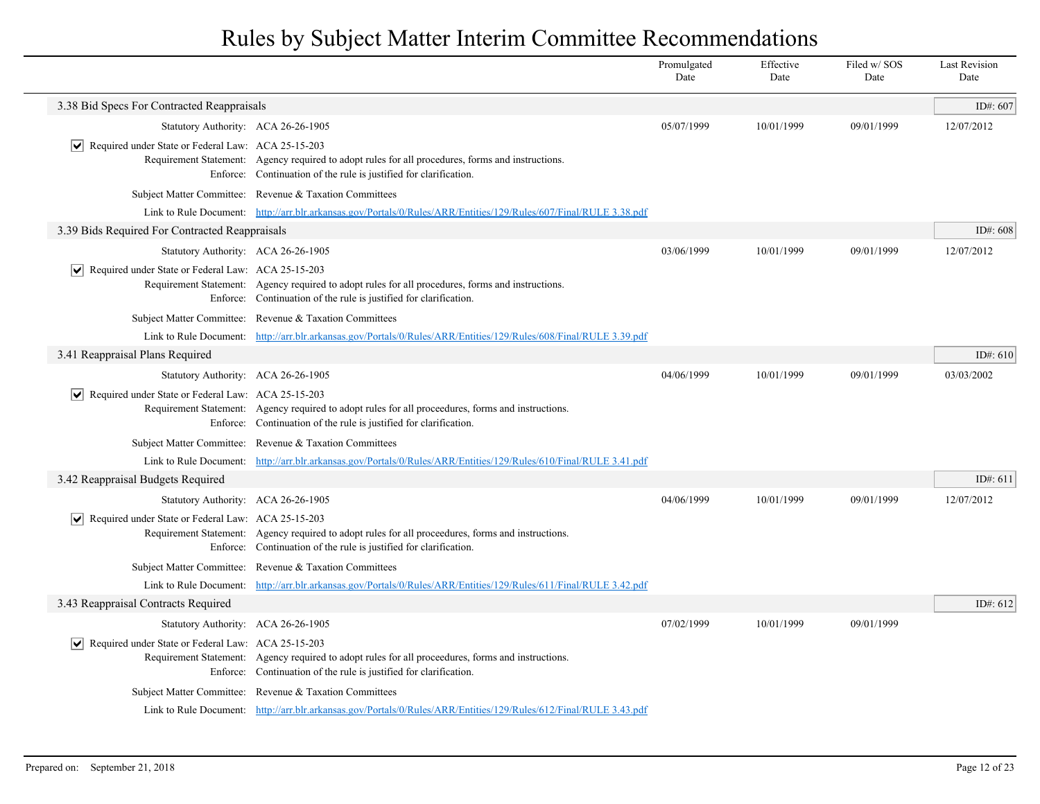# Rules by Subject Matter Interim Committee Recommendations

| | Promulgated Date | Effective Date | Filed w/ SOS Date | Last Revision Date |
|---|---|---|---|---|

## 3.38 Bid Specs For Contracted Reappraisals

ID#: 607

| | Promulgated Date | Effective Date | Filed w/ SOS Date | Last Revision Date |
|---|---|---|---|---|
| Statutory Authority: ACA 26-26-1905 | 05/07/1999 | 10/01/1999 | 09/01/1999 | 12/07/2012 |

- [x] Required under State or Federal Law: ACA 25-15-203

Requirement Statement: Agency required to adopt rules for all procedures, forms and instructions.

Enforce: Continuation of the rule is justified for clarification.

Subject Matter Committee: Revenue & Taxation Committees

Link to Rule Document: http://arr.blr.arkansas.gov/Portals/0/Rules/ARR/Entities/129/Rules/607/Final/RULE 3.38.pdf

## 3.39 Bids Required For Contracted Reappraisals

ID#: 608

| | Promulgated Date | Effective Date | Filed w/ SOS Date | Last Revision Date |
|---|---|---|---|---|
| Statutory Authority: ACA 26-26-1905 | 03/06/1999 | 10/01/1999 | 09/01/1999 | 12/07/2012 |

- [x] Required under State or Federal Law: ACA 25-15-203

Requirement Statement: Agency required to adopt rules for all procedures, forms and instructions.

Enforce: Continuation of the rule is justified for clarification.

Subject Matter Committee: Revenue & Taxation Committees

Link to Rule Document: http://arr.blr.arkansas.gov/Portals/0/Rules/ARR/Entities/129/Rules/608/Final/RULE 3.39.pdf

## 3.41 Reappraisal Plans Required

ID#: 610

| | Promulgated Date | Effective Date | Filed w/ SOS Date | Last Revision Date |
|---|---|---|---|---|
| Statutory Authority: ACA 26-26-1905 | 04/06/1999 | 10/01/1999 | 09/01/1999 | 03/03/2002 |

- [x] Required under State or Federal Law: ACA 25-15-203

Requirement Statement: Agency required to adopt rules for all proceedures, forms and instructions.

Enforce: Continuation of the rule is justified for clarification.

Subject Matter Committee: Revenue & Taxation Committees

Link to Rule Document: http://arr.blr.arkansas.gov/Portals/0/Rules/ARR/Entities/129/Rules/610/Final/RULE 3.41.pdf

## 3.42 Reappraisal Budgets Required

ID#: 611

| | Promulgated Date | Effective Date | Filed w/ SOS Date | Last Revision Date |
|---|---|---|---|---|
| Statutory Authority: ACA 26-26-1905 | 04/06/1999 | 10/01/1999 | 09/01/1999 | 12/07/2012 |

- [x] Required under State or Federal Law: ACA 25-15-203

Requirement Statement: Agency required to adopt rules for all proceedures, forms and instructions.

Enforce: Continuation of the rule is justified for clarification.

Subject Matter Committee: Revenue & Taxation Committees

Link to Rule Document: http://arr.blr.arkansas.gov/Portals/0/Rules/ARR/Entities/129/Rules/611/Final/RULE 3.42.pdf

## 3.43 Reappraisal Contracts Required

ID#: 612

| | Promulgated Date | Effective Date | Filed w/ SOS Date | Last Revision Date |
|---|---|---|---|---|
| Statutory Authority: ACA 26-26-1905 | 07/02/1999 | 10/01/1999 | 09/01/1999 | |

- [x] Required under State or Federal Law: ACA 25-15-203

Requirement Statement: Agency required to adopt rules for all proceedures, forms and instructions.

Enforce: Continuation of the rule is justified for clarification.

Subject Matter Committee: Revenue & Taxation Committees

Link to Rule Document: http://arr.blr.arkansas.gov/Portals/0/Rules/ARR/Entities/129/Rules/612/Final/RULE 3.43.pdf

Prepared on: September 21, 2018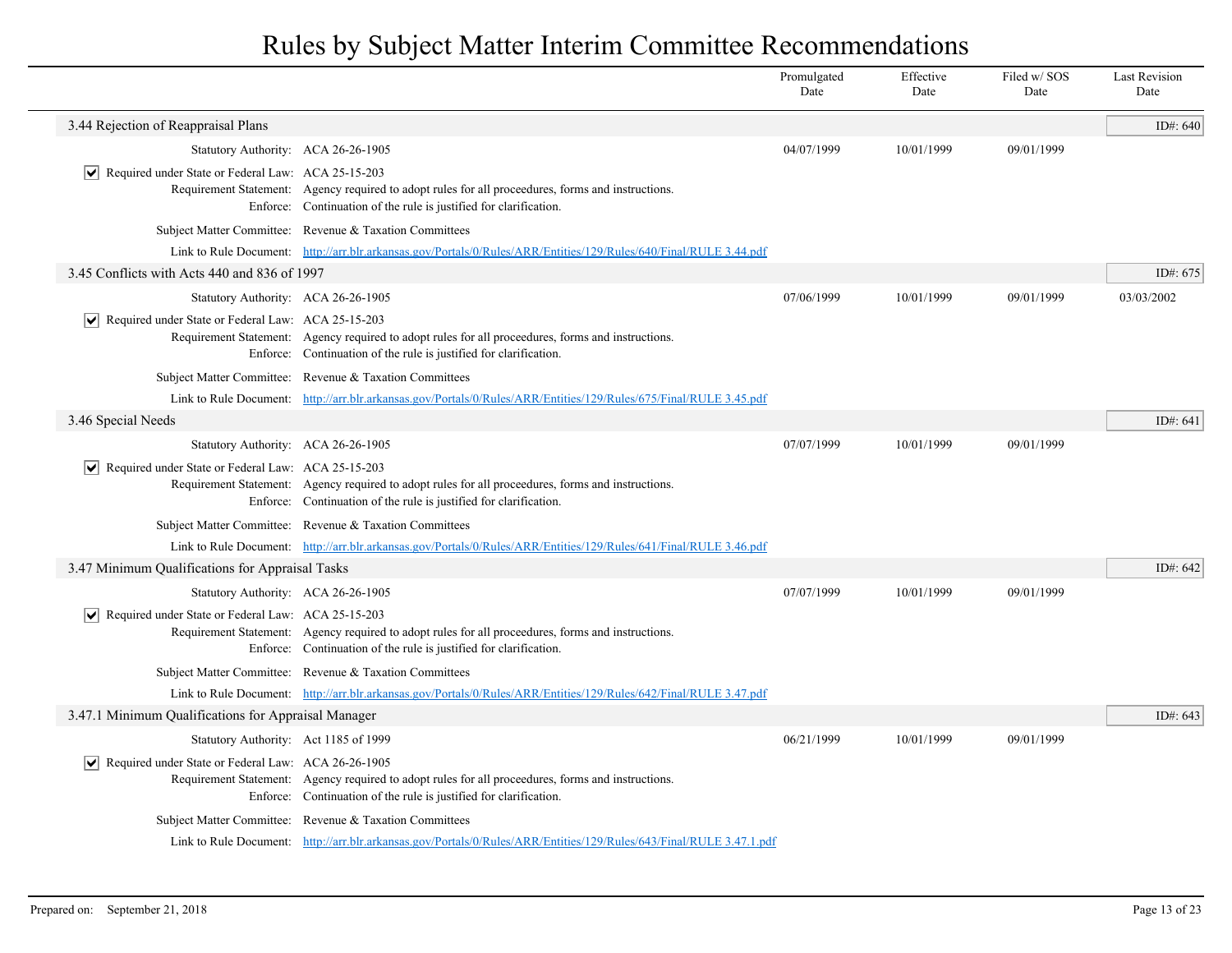# Rules by Subject Matter Interim Committee Recommendations

| | Promulgated Date | Effective Date | Filed w/ SOS Date | Last Revision Date |
|---|---|---|---|---|

## 3.44 Rejection of Reappraisal Plans

ID#: 640

| | Promulgated Date | Effective Date | Filed w/ SOS Date | Last Revision Date |
|---|---|---|---|---|
| Statutory Authority: ACA 26-26-1905 | 04/07/1999 | 10/01/1999 | 09/01/1999 | |

- [x] Required under State or Federal Law: ACA 25-15-203

Requirement Statement: Agency required to adopt rules for all proceedures, forms and instructions.

Enforce: Continuation of the rule is justified for clarification.

Subject Matter Committee: Revenue & Taxation Committees

Link to Rule Document: http://arr.blr.arkansas.gov/Portals/0/Rules/ARR/Entities/129/Rules/640/Final/RULE 3.44.pdf

## 3.45 Conflicts with Acts 440 and 836 of 1997

ID#: 675

| | Promulgated Date | Effective Date | Filed w/ SOS Date | Last Revision Date |
|---|---|---|---|---|
| Statutory Authority: ACA 26-26-1905 | 07/06/1999 | 10/01/1999 | 09/01/1999 | 03/03/2002 |

- [x] Required under State or Federal Law: ACA 25-15-203

Requirement Statement: Agency required to adopt rules for all proceedures, forms and instructions.

Enforce: Continuation of the rule is justified for clarification.

Subject Matter Committee: Revenue & Taxation Committees

Link to Rule Document: http://arr.blr.arkansas.gov/Portals/0/Rules/ARR/Entities/129/Rules/675/Final/RULE 3.45.pdf

## 3.46 Special Needs

ID#: 641

| | Promulgated Date | Effective Date | Filed w/ SOS Date | Last Revision Date |
|---|---|---|---|---|
| Statutory Authority: ACA 26-26-1905 | 07/07/1999 | 10/01/1999 | 09/01/1999 | |

- [x] Required under State or Federal Law: ACA 25-15-203

Requirement Statement: Agency required to adopt rules for all proceedures, forms and instructions.

Enforce: Continuation of the rule is justified for clarification.

Subject Matter Committee: Revenue & Taxation Committees

Link to Rule Document: http://arr.blr.arkansas.gov/Portals/0/Rules/ARR/Entities/129/Rules/641/Final/RULE 3.46.pdf

## 3.47 Minimum Qualifications for Appraisal Tasks

ID#: 642

| | Promulgated Date | Effective Date | Filed w/ SOS Date | Last Revision Date |
|---|---|---|---|---|
| Statutory Authority: ACA 26-26-1905 | 07/07/1999 | 10/01/1999 | 09/01/1999 | |

- [x] Required under State or Federal Law: ACA 25-15-203

Requirement Statement: Agency required to adopt rules for all proceedures, forms and instructions.

Enforce: Continuation of the rule is justified for clarification.

Subject Matter Committee: Revenue & Taxation Committees

Link to Rule Document: http://arr.blr.arkansas.gov/Portals/0/Rules/ARR/Entities/129/Rules/642/Final/RULE 3.47.pdf

## 3.47.1 Minimum Qualifications for Appraisal Manager

ID#: 643

| | Promulgated Date | Effective Date | Filed w/ SOS Date | Last Revision Date |
|---|---|---|---|---|
| Statutory Authority: Act 1185 of 1999 | 06/21/1999 | 10/01/1999 | 09/01/1999 | |

- [x] Required under State or Federal Law: ACA 26-26-1905

Requirement Statement: Agency required to adopt rules for all proceedures, forms and instructions.

Enforce: Continuation of the rule is justified for clarification.

Subject Matter Committee: Revenue & Taxation Committees

Link to Rule Document: http://arr.blr.arkansas.gov/Portals/0/Rules/ARR/Entities/129/Rules/643/Final/RULE 3.47.1.pdf

Prepared on: September 21, 2018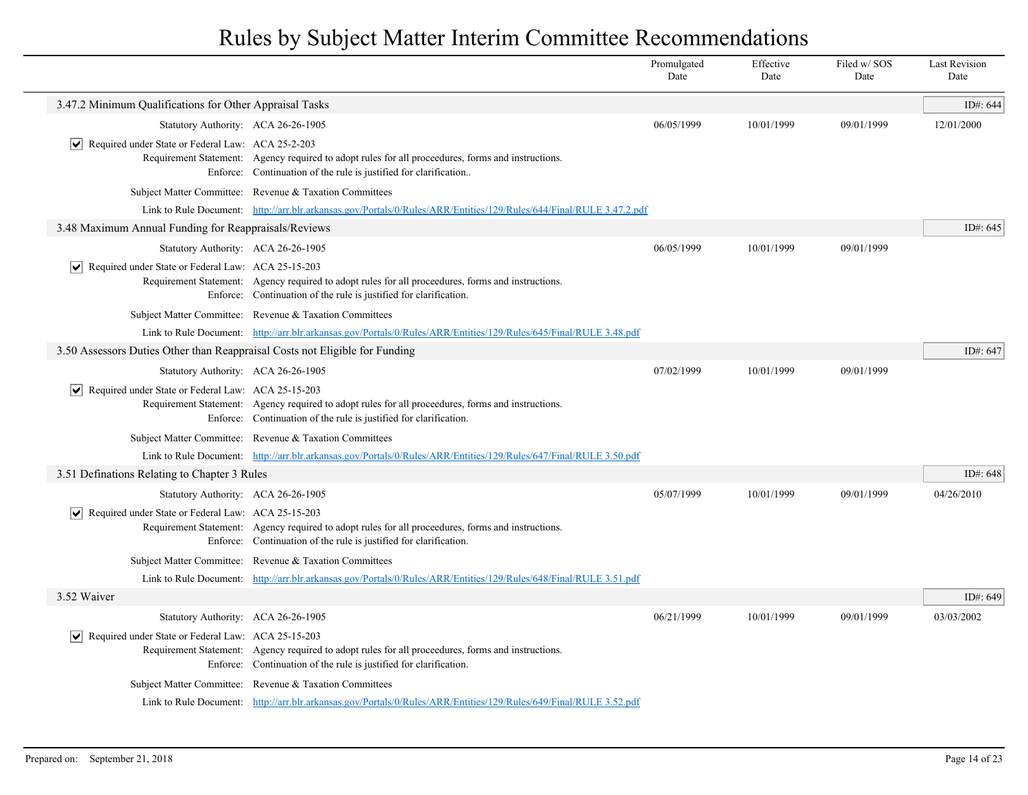# Rules by Subject Matter Interim Committee Recommendations

| | Promulgated Date | Effective Date | Filed w/ SOS Date | Last Revision Date |
|---|---|---|---|---|

## 3.47.2 Minimum Qualifications for Other Appraisal Tasks

ID#: 644

| | Promulgated Date | Effective Date | Filed w/ SOS Date | Last Revision Date |
|---|---|---|---|---|
| Statutory Authority: ACA 26-26-1905 | 06/05/1999 | 10/01/1999 | 09/01/1999 | 12/01/2000 |

- [x] Required under State or Federal Law: ACA 25-2-203

Requirement Statement: Agency required to adopt rules for all proceedures, forms and instructions.

Enforce: Continuation of the rule is justified for clarification..

Subject Matter Committee: Revenue & Taxation Committees

Link to Rule Document: http://arr.blr.arkansas.gov/Portals/0/Rules/ARR/Entities/129/Rules/644/Final/RULE 3.47.2.pdf

## 3.48 Maximum Annual Funding for Reappraisals/Reviews

ID#: 645

| | Promulgated Date | Effective Date | Filed w/ SOS Date | Last Revision Date |
|---|---|---|---|---|
| Statutory Authority: ACA 26-26-1905 | 06/05/1999 | 10/01/1999 | 09/01/1999 | |

- [x] Required under State or Federal Law: ACA 25-15-203

Requirement Statement: Agency required to adopt rules for all proceedures, forms and instructions.

Enforce: Continuation of the rule is justified for clarification.

Subject Matter Committee: Revenue & Taxation Committees

Link to Rule Document: http://arr.blr.arkansas.gov/Portals/0/Rules/ARR/Entities/129/Rules/645/Final/RULE 3.48.pdf

## 3.50 Assessors Duties Other than Reappraisal Costs not Eligible for Funding

ID#: 647

| | Promulgated Date | Effective Date | Filed w/ SOS Date | Last Revision Date |
|---|---|---|---|---|
| Statutory Authority: ACA 26-26-1905 | 07/02/1999 | 10/01/1999 | 09/01/1999 | |

- [x] Required under State or Federal Law: ACA 25-15-203

Requirement Statement: Agency required to adopt rules for all proceedures, forms and instructions.

Enforce: Continuation of the rule is justified for clarification.

Subject Matter Committee: Revenue & Taxation Committees

Link to Rule Document: http://arr.blr.arkansas.gov/Portals/0/Rules/ARR/Entities/129/Rules/647/Final/RULE 3.50.pdf

## 3.51 Definations Relating to Chapter 3 Rules

ID#: 648

| | Promulgated Date | Effective Date | Filed w/ SOS Date | Last Revision Date |
|---|---|---|---|---|
| Statutory Authority: ACA 26-26-1905 | 05/07/1999 | 10/01/1999 | 09/01/1999 | 04/26/2010 |

- [x] Required under State or Federal Law: ACA 25-15-203

Requirement Statement: Agency required to adopt rules for all proceedures, forms and instructions.

Enforce: Continuation of the rule is justified for clarification.

Subject Matter Committee: Revenue & Taxation Committees

Link to Rule Document: http://arr.blr.arkansas.gov/Portals/0/Rules/ARR/Entities/129/Rules/648/Final/RULE 3.51.pdf

## 3.52 Waiver

ID#: 649

| | Promulgated Date | Effective Date | Filed w/ SOS Date | Last Revision Date |
|---|---|---|---|---|
| Statutory Authority: ACA 26-26-1905 | 06/21/1999 | 10/01/1999 | 09/01/1999 | 03/03/2002 |

- [x] Required under State or Federal Law: ACA 25-15-203

Requirement Statement: Agency required to adopt rules for all proceedures, forms and instructions.

Enforce: Continuation of the rule is justified for clarification.

Subject Matter Committee: Revenue & Taxation Committees

Link to Rule Document: http://arr.blr.arkansas.gov/Portals/0/Rules/ARR/Entities/129/Rules/649/Final/RULE 3.52.pdf

Prepared on: September 21, 2018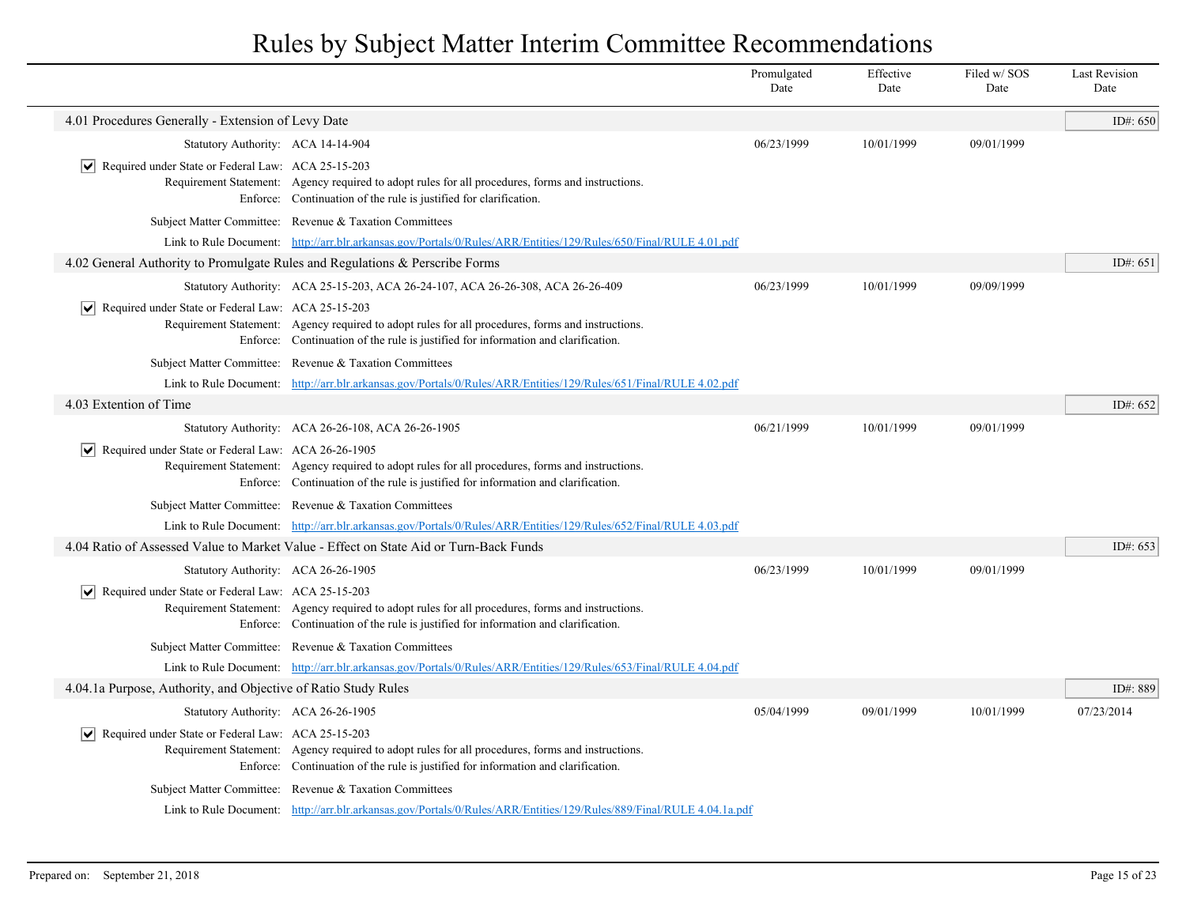# Rules by Subject Matter Interim Committee Recommendations

| | Promulgated Date | Effective Date | Filed w/ SOS Date | Last Revision Date |
|---|---|---|---|---|

## 4.01 Procedures Generally - Extension of Levy Date

ID#: 650

| | Promulgated Date | Effective Date | Filed w/ SOS Date | Last Revision Date |
|---|---|---|---|---|
| Statutory Authority: ACA 14-14-904 | 06/23/1999 | 10/01/1999 | 09/01/1999 | |

- [x] Required under State or Federal Law: ACA 25-15-203

Requirement Statement: Agency required to adopt rules for all procedures, forms and instructions.

Enforce: Continuation of the rule is justified for clarification.

Subject Matter Committee: Revenue & Taxation Committees

Link to Rule Document: http://arr.blr.arkansas.gov/Portals/0/Rules/ARR/Entities/129/Rules/650/Final/RULE 4.01.pdf

## 4.02 General Authority to Promulgate Rules and Regulations & Perscribe Forms

ID#: 651

| | Promulgated Date | Effective Date | Filed w/ SOS Date | Last Revision Date |
|---|---|---|---|---|
| Statutory Authority: ACA 25-15-203, ACA 26-24-107, ACA 26-26-308, ACA 26-26-409 | 06/23/1999 | 10/01/1999 | 09/09/1999 | |

- [x] Required under State or Federal Law: ACA 25-15-203

Requirement Statement: Agency required to adopt rules for all procedures, forms and instructions.

Enforce: Continuation of the rule is justified for information and clarification.

Subject Matter Committee: Revenue & Taxation Committees

Link to Rule Document: http://arr.blr.arkansas.gov/Portals/0/Rules/ARR/Entities/129/Rules/651/Final/RULE 4.02.pdf

## 4.03 Extention of Time

ID#: 652

| | Promulgated Date | Effective Date | Filed w/ SOS Date | Last Revision Date |
|---|---|---|---|---|
| Statutory Authority: ACA 26-26-108, ACA 26-26-1905 | 06/21/1999 | 10/01/1999 | 09/01/1999 | |

- [x] Required under State or Federal Law: ACA 26-26-1905

Requirement Statement: Agency required to adopt rules for all procedures, forms and instructions.

Enforce: Continuation of the rule is justified for information and clarification.

Subject Matter Committee: Revenue & Taxation Committees

Link to Rule Document: http://arr.blr.arkansas.gov/Portals/0/Rules/ARR/Entities/129/Rules/652/Final/RULE 4.03.pdf

## 4.04 Ratio of Assessed Value to Market Value - Effect on State Aid or Turn-Back Funds

ID#: 653

| | Promulgated Date | Effective Date | Filed w/ SOS Date | Last Revision Date |
|---|---|---|---|---|
| Statutory Authority: ACA 26-26-1905 | 06/23/1999 | 10/01/1999 | 09/01/1999 | |

- [x] Required under State or Federal Law: ACA 25-15-203

Requirement Statement: Agency required to adopt rules for all procedures, forms and instructions.

Enforce: Continuation of the rule is justified for information and clarification.

Subject Matter Committee: Revenue & Taxation Committees

Link to Rule Document: http://arr.blr.arkansas.gov/Portals/0/Rules/ARR/Entities/129/Rules/653/Final/RULE 4.04.pdf

## 4.04.1a Purpose, Authority, and Objective of Ratio Study Rules

ID#: 889

| | Promulgated Date | Effective Date | Filed w/ SOS Date | Last Revision Date |
|---|---|---|---|---|
| Statutory Authority: ACA 26-26-1905 | 05/04/1999 | 09/01/1999 | 10/01/1999 | 07/23/2014 |

- [x] Required under State or Federal Law: ACA 25-15-203

Requirement Statement: Agency required to adopt rules for all procedures, forms and instructions.

Enforce: Continuation of the rule is justified for information and clarification.

Subject Matter Committee: Revenue & Taxation Committees

Link to Rule Document: http://arr.blr.arkansas.gov/Portals/0/Rules/ARR/Entities/129/Rules/889/Final/RULE 4.04.1a.pdf

Prepared on: September 21, 2018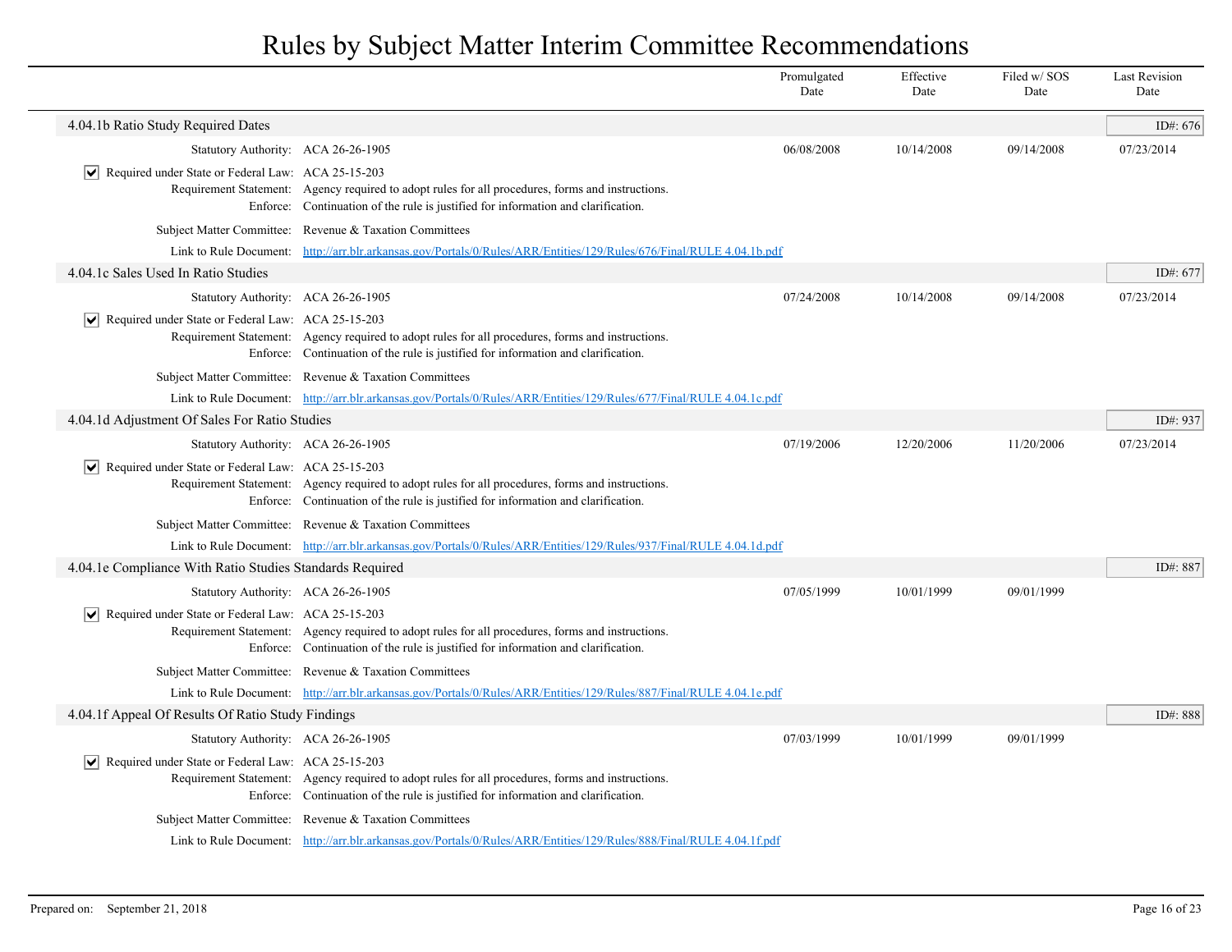# Rules by Subject Matter Interim Committee Recommendations

| | Promulgated Date | Effective Date | Filed w/ SOS Date | Last Revision Date |
|---|---|---|---|---|

## 4.04.1b Ratio Study Required Dates

ID#: 676

| | | Promulgated Date | Effective Date | Filed w/ SOS Date | Last Revision Date |
|---|---|---|---|---|---|
| Statutory Authority: | ACA 26-26-1905 | 06/08/2008 | 10/14/2008 | 09/14/2008 | 07/23/2014 |

☑ Required under State or Federal Law: ACA 25-15-203

Requirement Statement: Agency required to adopt rules for all procedures, forms and instructions.

Enforce: Continuation of the rule is justified for information and clarification.

Subject Matter Committee: Revenue & Taxation Committees

Link to Rule Document: http://arr.blr.arkansas.gov/Portals/0/Rules/ARR/Entities/129/Rules/676/Final/RULE 4.04.1b.pdf

## 4.04.1c Sales Used In Ratio Studies

ID#: 677

| | | Promulgated Date | Effective Date | Filed w/ SOS Date | Last Revision Date |
|---|---|---|---|---|---|
| Statutory Authority: | ACA 26-26-1905 | 07/24/2008 | 10/14/2008 | 09/14/2008 | 07/23/2014 |

☑ Required under State or Federal Law: ACA 25-15-203

Requirement Statement: Agency required to adopt rules for all procedures, forms and instructions.

Enforce: Continuation of the rule is justified for information and clarification.

Subject Matter Committee: Revenue & Taxation Committees

Link to Rule Document: http://arr.blr.arkansas.gov/Portals/0/Rules/ARR/Entities/129/Rules/677/Final/RULE 4.04.1c.pdf

## 4.04.1d Adjustment Of Sales For Ratio Studies

ID#: 937

| | | Promulgated Date | Effective Date | Filed w/ SOS Date | Last Revision Date |
|---|---|---|---|---|---|
| Statutory Authority: | ACA 26-26-1905 | 07/19/2006 | 12/20/2006 | 11/20/2006 | 07/23/2014 |

☑ Required under State or Federal Law: ACA 25-15-203

Requirement Statement: Agency required to adopt rules for all procedures, forms and instructions.

Enforce: Continuation of the rule is justified for information and clarification.

Subject Matter Committee: Revenue & Taxation Committees

Link to Rule Document: http://arr.blr.arkansas.gov/Portals/0/Rules/ARR/Entities/129/Rules/937/Final/RULE 4.04.1d.pdf

## 4.04.1e Compliance With Ratio Studies Standards Required

ID#: 887

| | | Promulgated Date | Effective Date | Filed w/ SOS Date | Last Revision Date |
|---|---|---|---|---|---|
| Statutory Authority: | ACA 26-26-1905 | 07/05/1999 | 10/01/1999 | 09/01/1999 | |

☑ Required under State or Federal Law: ACA 25-15-203

Requirement Statement: Agency required to adopt rules for all procedures, forms and instructions.

Enforce: Continuation of the rule is justified for information and clarification.

Subject Matter Committee: Revenue & Taxation Committees

Link to Rule Document: http://arr.blr.arkansas.gov/Portals/0/Rules/ARR/Entities/129/Rules/887/Final/RULE 4.04.1e.pdf

## 4.04.1f Appeal Of Results Of Ratio Study Findings

ID#: 888

| | | Promulgated Date | Effective Date | Filed w/ SOS Date | Last Revision Date |
|---|---|---|---|---|---|
| Statutory Authority: | ACA 26-26-1905 | 07/03/1999 | 10/01/1999 | 09/01/1999 | |

☑ Required under State or Federal Law: ACA 25-15-203

Requirement Statement: Agency required to adopt rules for all procedures, forms and instructions.

Enforce: Continuation of the rule is justified for information and clarification.

Subject Matter Committee: Revenue & Taxation Committees

Link to Rule Document: http://arr.blr.arkansas.gov/Portals/0/Rules/ARR/Entities/129/Rules/888/Final/RULE 4.04.1f.pdf

Prepared on: September 21, 2018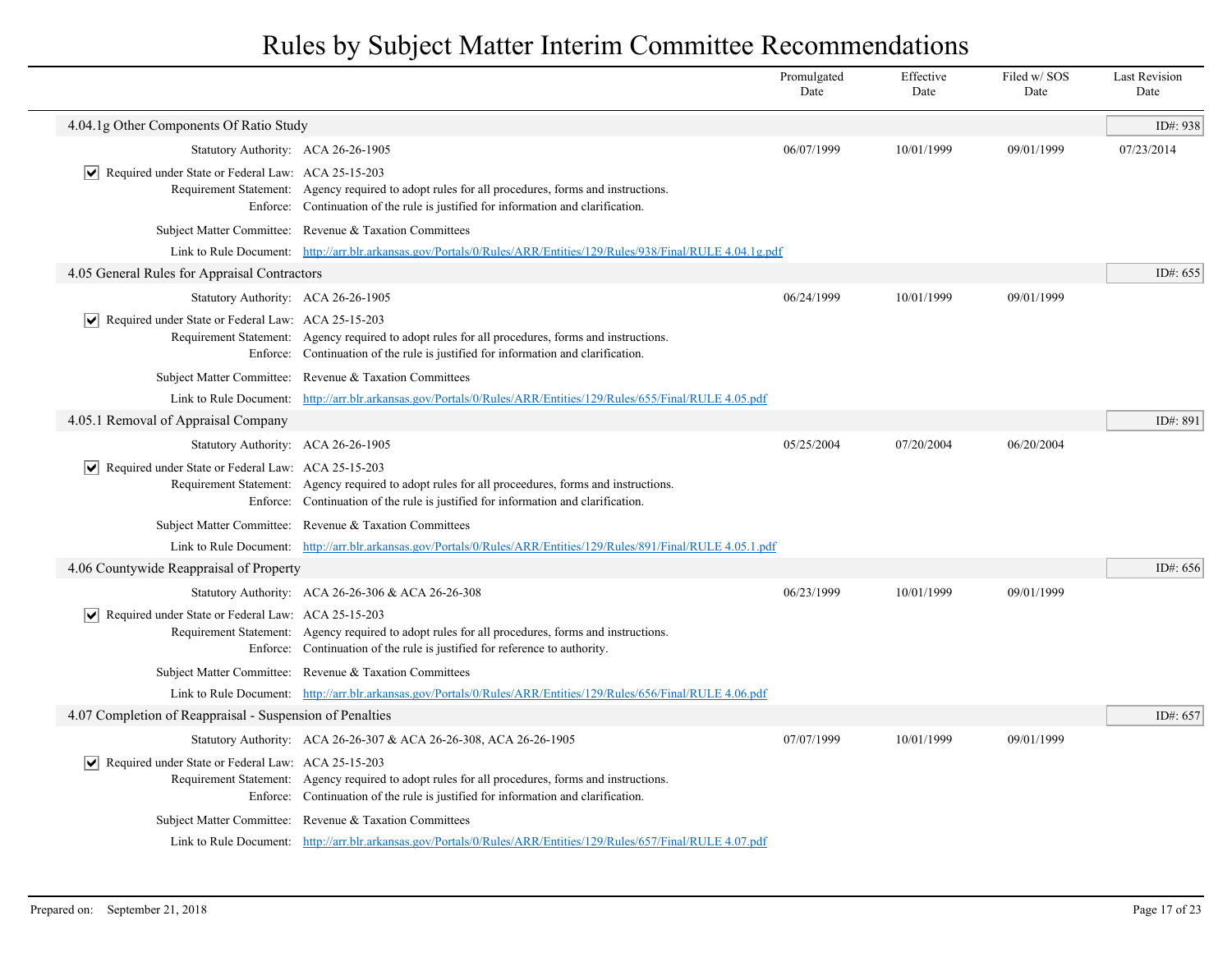# Rules by Subject Matter Interim Committee Recommendations

| | Promulgated Date | Effective Date | Filed w/ SOS Date | Last Revision Date |
|---|---|---|---|---|

## 4.04.1g Other Components Of Ratio Study

ID#: 938

| | Promulgated Date | Effective Date | Filed w/ SOS Date | Last Revision Date |
|---|---|---|---|---|
| Statutory Authority: ACA 26-26-1905 | 06/07/1999 | 10/01/1999 | 09/01/1999 | 07/23/2014 |

- [x] Required under State or Federal Law: ACA 25-15-203

Requirement Statement: Agency required to adopt rules for all procedures, forms and instructions.

Enforce: Continuation of the rule is justified for information and clarification.

Subject Matter Committee: Revenue & Taxation Committees

Link to Rule Document: http://arr.blr.arkansas.gov/Portals/0/Rules/ARR/Entities/129/Rules/938/Final/RULE 4.04.1g.pdf

## 4.05 General Rules for Appraisal Contractors

ID#: 655

| | Promulgated Date | Effective Date | Filed w/ SOS Date | Last Revision Date |
|---|---|---|---|---|
| Statutory Authority: ACA 26-26-1905 | 06/24/1999 | 10/01/1999 | 09/01/1999 | |

- [x] Required under State or Federal Law: ACA 25-15-203

Requirement Statement: Agency required to adopt rules for all procedures, forms and instructions.

Enforce: Continuation of the rule is justified for information and clarification.

Subject Matter Committee: Revenue & Taxation Committees

Link to Rule Document: http://arr.blr.arkansas.gov/Portals/0/Rules/ARR/Entities/129/Rules/655/Final/RULE 4.05.pdf

## 4.05.1 Removal of Appraisal Company

ID#: 891

| | Promulgated Date | Effective Date | Filed w/ SOS Date | Last Revision Date |
|---|---|---|---|---|
| Statutory Authority: ACA 26-26-1905 | 05/25/2004 | 07/20/2004 | 06/20/2004 | |

- [x] Required under State or Federal Law: ACA 25-15-203

Requirement Statement: Agency required to adopt rules for all proceedures, forms and instructions.

Enforce: Continuation of the rule is justified for information and clarification.

Subject Matter Committee: Revenue & Taxation Committees

Link to Rule Document: http://arr.blr.arkansas.gov/Portals/0/Rules/ARR/Entities/129/Rules/891/Final/RULE 4.05.1.pdf

## 4.06 Countywide Reappraisal of Property

ID#: 656

| | Promulgated Date | Effective Date | Filed w/ SOS Date | Last Revision Date |
|---|---|---|---|---|
| Statutory Authority: ACA 26-26-306 & ACA 26-26-308 | 06/23/1999 | 10/01/1999 | 09/01/1999 | |

- [x] Required under State or Federal Law: ACA 25-15-203

Requirement Statement: Agency required to adopt rules for all procedures, forms and instructions.

Enforce: Continuation of the rule is justified for reference to authority.

Subject Matter Committee: Revenue & Taxation Committees

Link to Rule Document: http://arr.blr.arkansas.gov/Portals/0/Rules/ARR/Entities/129/Rules/656/Final/RULE 4.06.pdf

## 4.07 Completion of Reappraisal - Suspension of Penalties

ID#: 657

| | Promulgated Date | Effective Date | Filed w/ SOS Date | Last Revision Date |
|---|---|---|---|---|
| Statutory Authority: ACA 26-26-307 & ACA 26-26-308, ACA 26-26-1905 | 07/07/1999 | 10/01/1999 | 09/01/1999 | |

- [x] Required under State or Federal Law: ACA 25-15-203

Requirement Statement: Agency required to adopt rules for all procedures, forms and instructions.

Enforce: Continuation of the rule is justified for information and clarification.

Subject Matter Committee: Revenue & Taxation Committees

Link to Rule Document: http://arr.blr.arkansas.gov/Portals/0/Rules/ARR/Entities/129/Rules/657/Final/RULE 4.07.pdf

Prepared on: September 21, 2018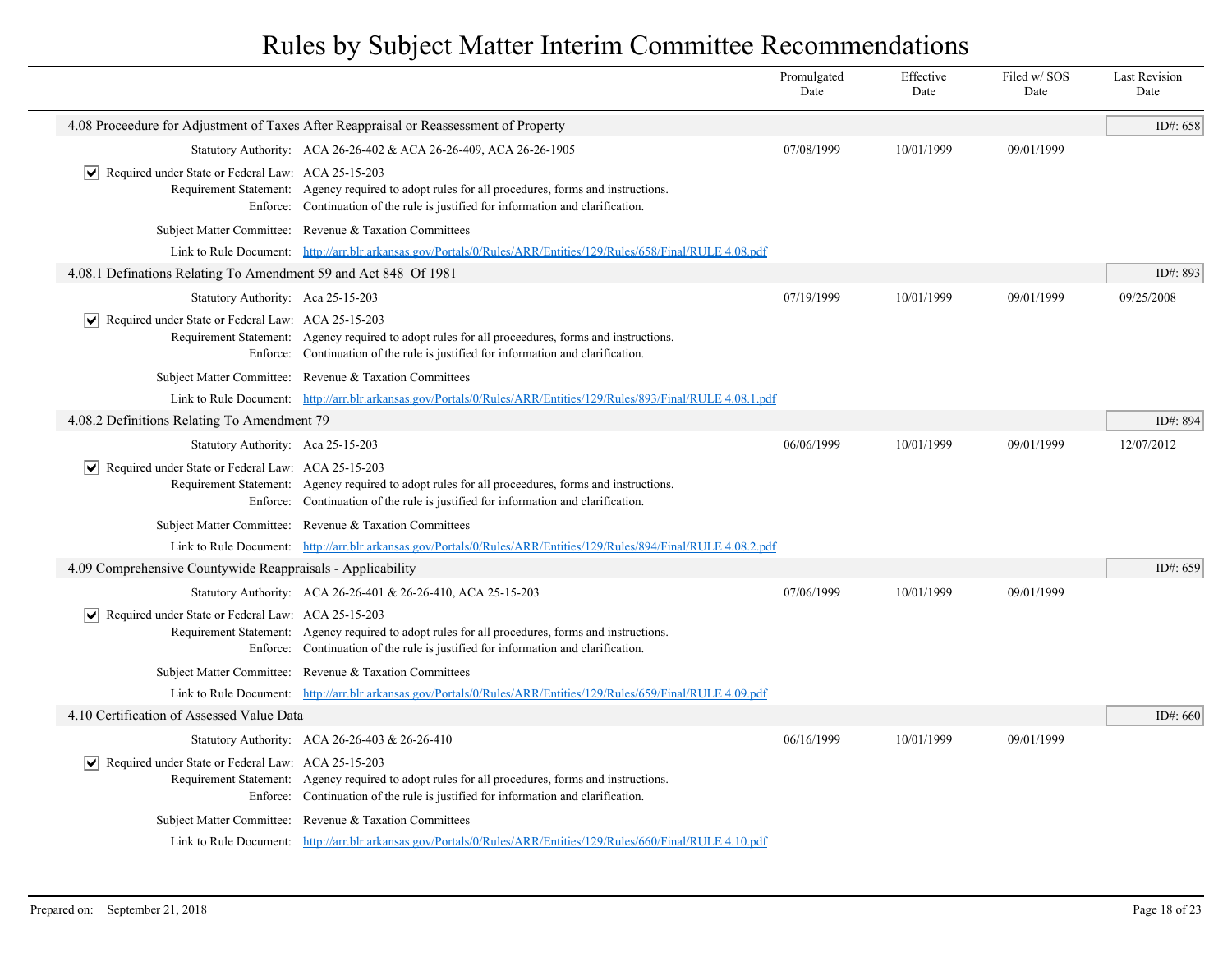# Rules by Subject Matter Interim Committee Recommendations

| | Promulgated Date | Effective Date | Filed w/ SOS Date | Last Revision Date |
|---|---|---|---|---|

## 4.08 Proceedure for Adjustment of Taxes After Reappraisal or Reassessment of Property

ID#: 658

| | Promulgated Date | Effective Date | Filed w/ SOS Date | Last Revision Date |
|---|---|---|---|---|
| Statutory Authority: ACA 26-26-402 & ACA 26-26-409, ACA 26-26-1905 | 07/08/1999 | 10/01/1999 | 09/01/1999 | |

☑ Required under State or Federal Law: ACA 25-15-203
Requirement Statement: Agency required to adopt rules for all procedures, forms and instructions.
Enforce: Continuation of the rule is justified for information and clarification.

Subject Matter Committee: Revenue & Taxation Committees

Link to Rule Document: http://arr.blr.arkansas.gov/Portals/0/Rules/ARR/Entities/129/Rules/658/Final/RULE 4.08.pdf

## 4.08.1 Definations Relating To Amendment 59 and Act 848 Of 1981

ID#: 893

| | Promulgated Date | Effective Date | Filed w/ SOS Date | Last Revision Date |
|---|---|---|---|---|
| Statutory Authority: Aca 25-15-203 | 07/19/1999 | 10/01/1999 | 09/01/1999 | 09/25/2008 |

☑ Required under State or Federal Law: ACA 25-15-203
Requirement Statement: Agency required to adopt rules for all proceedures, forms and instructions.
Enforce: Continuation of the rule is justified for information and clarification.

Subject Matter Committee: Revenue & Taxation Committees

Link to Rule Document: http://arr.blr.arkansas.gov/Portals/0/Rules/ARR/Entities/129/Rules/893/Final/RULE 4.08.1.pdf

## 4.08.2 Definitions Relating To Amendment 79

ID#: 894

| | Promulgated Date | Effective Date | Filed w/ SOS Date | Last Revision Date |
|---|---|---|---|---|
| Statutory Authority: Aca 25-15-203 | 06/06/1999 | 10/01/1999 | 09/01/1999 | 12/07/2012 |

☑ Required under State or Federal Law: ACA 25-15-203
Requirement Statement: Agency required to adopt rules for all proceedures, forms and instructions.
Enforce: Continuation of the rule is justified for information and clarification.

Subject Matter Committee: Revenue & Taxation Committees

Link to Rule Document: http://arr.blr.arkansas.gov/Portals/0/Rules/ARR/Entities/129/Rules/894/Final/RULE 4.08.2.pdf

## 4.09 Comprehensive Countywide Reappraisals - Applicability

ID#: 659

| | Promulgated Date | Effective Date | Filed w/ SOS Date | Last Revision Date |
|---|---|---|---|---|
| Statutory Authority: ACA 26-26-401 & 26-26-410, ACA 25-15-203 | 07/06/1999 | 10/01/1999 | 09/01/1999 | |

☑ Required under State or Federal Law: ACA 25-15-203
Requirement Statement: Agency required to adopt rules for all procedures, forms and instructions.
Enforce: Continuation of the rule is justified for information and clarification.

Subject Matter Committee: Revenue & Taxation Committees

Link to Rule Document: http://arr.blr.arkansas.gov/Portals/0/Rules/ARR/Entities/129/Rules/659/Final/RULE 4.09.pdf

## 4.10 Certification of Assessed Value Data

ID#: 660

| | Promulgated Date | Effective Date | Filed w/ SOS Date | Last Revision Date |
|---|---|---|---|---|
| Statutory Authority: ACA 26-26-403 & 26-26-410 | 06/16/1999 | 10/01/1999 | 09/01/1999 | |

☑ Required under State or Federal Law: ACA 25-15-203
Requirement Statement: Agency required to adopt rules for all procedures, forms and instructions.
Enforce: Continuation of the rule is justified for information and clarification.

Subject Matter Committee: Revenue & Taxation Committees

Link to Rule Document: http://arr.blr.arkansas.gov/Portals/0/Rules/ARR/Entities/129/Rules/660/Final/RULE 4.10.pdf

Prepared on: September 21, 2018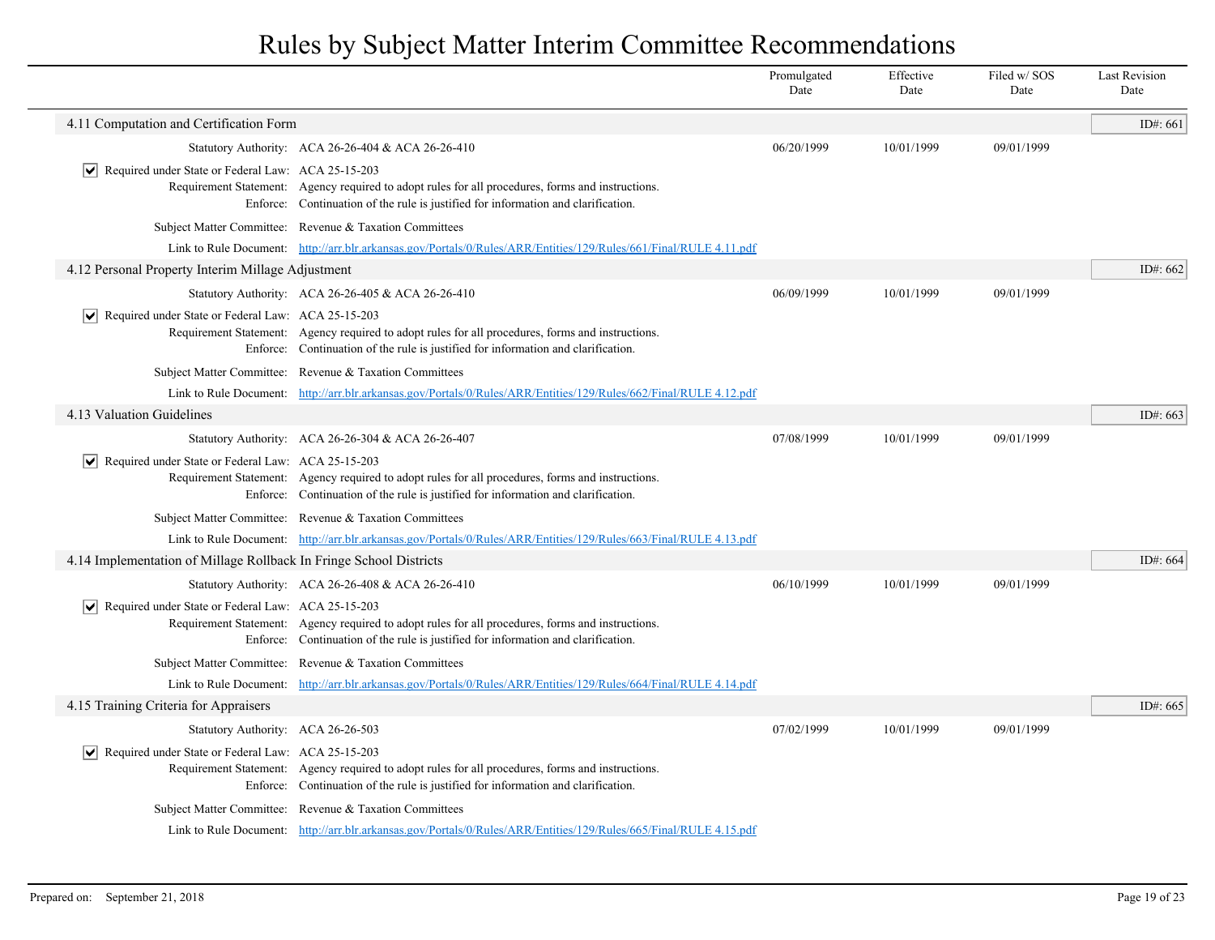# Rules by Subject Matter Interim Committee Recommendations

| | Promulgated Date | Effective Date | Filed w/ SOS Date | Last Revision Date |
|---|---|---|---|---|

## 4.11 Computation and Certification Form

ID#: 661

| | | Promulgated Date | Effective Date | Filed w/ SOS Date | Last Revision Date |
|---|---|---|---|---|---|
| Statutory Authority: | ACA 26-26-404 & ACA 26-26-410 | 06/20/1999 | 10/01/1999 | 09/01/1999 | |

- [x] Required under State or Federal Law: ACA 25-15-203

Requirement Statement: Agency required to adopt rules for all procedures, forms and instructions.

Enforce: Continuation of the rule is justified for information and clarification.

Subject Matter Committee: Revenue & Taxation Committees

Link to Rule Document: http://arr.blr.arkansas.gov/Portals/0/Rules/ARR/Entities/129/Rules/661/Final/RULE 4.11.pdf

## 4.12 Personal Property Interim Millage Adjustment

ID#: 662

| | | Promulgated Date | Effective Date | Filed w/ SOS Date | Last Revision Date |
|---|---|---|---|---|---|
| Statutory Authority: | ACA 26-26-405 & ACA 26-26-410 | 06/09/1999 | 10/01/1999 | 09/01/1999 | |

- [x] Required under State or Federal Law: ACA 25-15-203

Requirement Statement: Agency required to adopt rules for all procedures, forms and instructions.

Enforce: Continuation of the rule is justified for information and clarification.

Subject Matter Committee: Revenue & Taxation Committees

Link to Rule Document: http://arr.blr.arkansas.gov/Portals/0/Rules/ARR/Entities/129/Rules/662/Final/RULE 4.12.pdf

## 4.13 Valuation Guidelines

ID#: 663

| | | Promulgated Date | Effective Date | Filed w/ SOS Date | Last Revision Date |
|---|---|---|---|---|---|
| Statutory Authority: | ACA 26-26-304 & ACA 26-26-407 | 07/08/1999 | 10/01/1999 | 09/01/1999 | |

- [x] Required under State or Federal Law: ACA 25-15-203

Requirement Statement: Agency required to adopt rules for all procedures, forms and instructions.

Enforce: Continuation of the rule is justified for information and clarification.

Subject Matter Committee: Revenue & Taxation Committees

Link to Rule Document: http://arr.blr.arkansas.gov/Portals/0/Rules/ARR/Entities/129/Rules/663/Final/RULE 4.13.pdf

## 4.14 Implementation of Millage Rollback In Fringe School Districts

ID#: 664

| | | Promulgated Date | Effective Date | Filed w/ SOS Date | Last Revision Date |
|---|---|---|---|---|---|
| Statutory Authority: | ACA 26-26-408 & ACA 26-26-410 | 06/10/1999 | 10/01/1999 | 09/01/1999 | |

- [x] Required under State or Federal Law: ACA 25-15-203

Requirement Statement: Agency required to adopt rules for all procedures, forms and instructions.

Enforce: Continuation of the rule is justified for information and clarification.

Subject Matter Committee: Revenue & Taxation Committees

Link to Rule Document: http://arr.blr.arkansas.gov/Portals/0/Rules/ARR/Entities/129/Rules/664/Final/RULE 4.14.pdf

## 4.15 Training Criteria for Appraisers

ID#: 665

| | | Promulgated Date | Effective Date | Filed w/ SOS Date | Last Revision Date |
|---|---|---|---|---|---|
| Statutory Authority: | ACA 26-26-503 | 07/02/1999 | 10/01/1999 | 09/01/1999 | |

- [x] Required under State or Federal Law: ACA 25-15-203

Requirement Statement: Agency required to adopt rules for all procedures, forms and instructions.

Enforce: Continuation of the rule is justified for information and clarification.

Subject Matter Committee: Revenue & Taxation Committees

Link to Rule Document: http://arr.blr.arkansas.gov/Portals/0/Rules/ARR/Entities/129/Rules/665/Final/RULE 4.15.pdf

Prepared on: September 21, 2018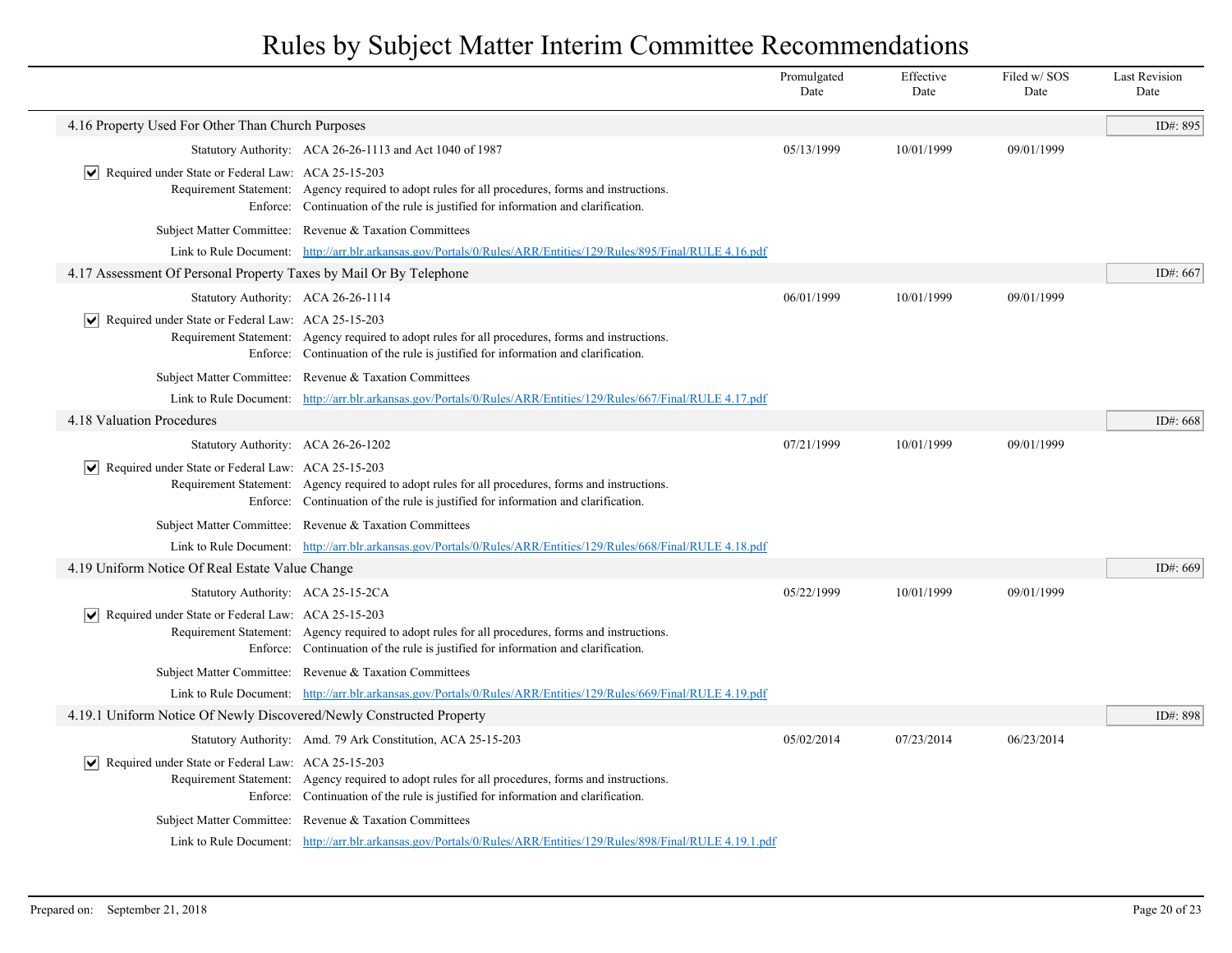# Rules by Subject Matter Interim Committee Recommendations

| | Promulgated Date | Effective Date | Filed w/ SOS Date | Last Revision Date |
|---|---|---|---|---|

## 4.16 Property Used For Other Than Church Purposes

ID#: 895

Statutory Authority: ACA 26-26-1113 and Act 1040 of 1987

| Promulgated Date | Effective Date | Filed w/ SOS Date | Last Revision Date |
|---|---|---|---|
| 05/13/1999 | 10/01/1999 | 09/01/1999 | |

☑ Required under State or Federal Law: ACA 25-15-203

Requirement Statement: Agency required to adopt rules for all procedures, forms and instructions.

Enforce: Continuation of the rule is justified for information and clarification.

Subject Matter Committee: Revenue & Taxation Committees

Link to Rule Document: http://arr.blr.arkansas.gov/Portals/0/Rules/ARR/Entities/129/Rules/895/Final/RULE 4.16.pdf

## 4.17 Assessment Of Personal Property Taxes by Mail Or By Telephone

ID#: 667

Statutory Authority: ACA 26-26-1114

| Promulgated Date | Effective Date | Filed w/ SOS Date | Last Revision Date |
|---|---|---|---|
| 06/01/1999 | 10/01/1999 | 09/01/1999 | |

☑ Required under State or Federal Law: ACA 25-15-203

Requirement Statement: Agency required to adopt rules for all procedures, forms and instructions.

Enforce: Continuation of the rule is justified for information and clarification.

Subject Matter Committee: Revenue & Taxation Committees

Link to Rule Document: http://arr.blr.arkansas.gov/Portals/0/Rules/ARR/Entities/129/Rules/667/Final/RULE 4.17.pdf

## 4.18 Valuation Procedures

ID#: 668

Statutory Authority: ACA 26-26-1202

| Promulgated Date | Effective Date | Filed w/ SOS Date | Last Revision Date |
|---|---|---|---|
| 07/21/1999 | 10/01/1999 | 09/01/1999 | |

☑ Required under State or Federal Law: ACA 25-15-203

Requirement Statement: Agency required to adopt rules for all procedures, forms and instructions.

Enforce: Continuation of the rule is justified for information and clarification.

Subject Matter Committee: Revenue & Taxation Committees

Link to Rule Document: http://arr.blr.arkansas.gov/Portals/0/Rules/ARR/Entities/129/Rules/668/Final/RULE 4.18.pdf

## 4.19 Uniform Notice Of Real Estate Value Change

ID#: 669

Statutory Authority: ACA 25-15-2CA

| Promulgated Date | Effective Date | Filed w/ SOS Date | Last Revision Date |
|---|---|---|---|
| 05/22/1999 | 10/01/1999 | 09/01/1999 | |

☑ Required under State or Federal Law: ACA 25-15-203

Requirement Statement: Agency required to adopt rules for all procedures, forms and instructions.

Enforce: Continuation of the rule is justified for information and clarification.

Subject Matter Committee: Revenue & Taxation Committees

Link to Rule Document: http://arr.blr.arkansas.gov/Portals/0/Rules/ARR/Entities/129/Rules/669/Final/RULE 4.19.pdf

## 4.19.1 Uniform Notice Of Newly Discovered/Newly Constructed Property

ID#: 898

Statutory Authority: Amd. 79 Ark Constitution, ACA 25-15-203

| Promulgated Date | Effective Date | Filed w/ SOS Date | Last Revision Date |
|---|---|---|---|
| 05/02/2014 | 07/23/2014 | 06/23/2014 | |

☑ Required under State or Federal Law: ACA 25-15-203

Requirement Statement: Agency required to adopt rules for all procedures, forms and instructions.

Enforce: Continuation of the rule is justified for information and clarification.

Subject Matter Committee: Revenue & Taxation Committees

Link to Rule Document: http://arr.blr.arkansas.gov/Portals/0/Rules/ARR/Entities/129/Rules/898/Final/RULE 4.19.1.pdf

Prepared on: September 21, 2018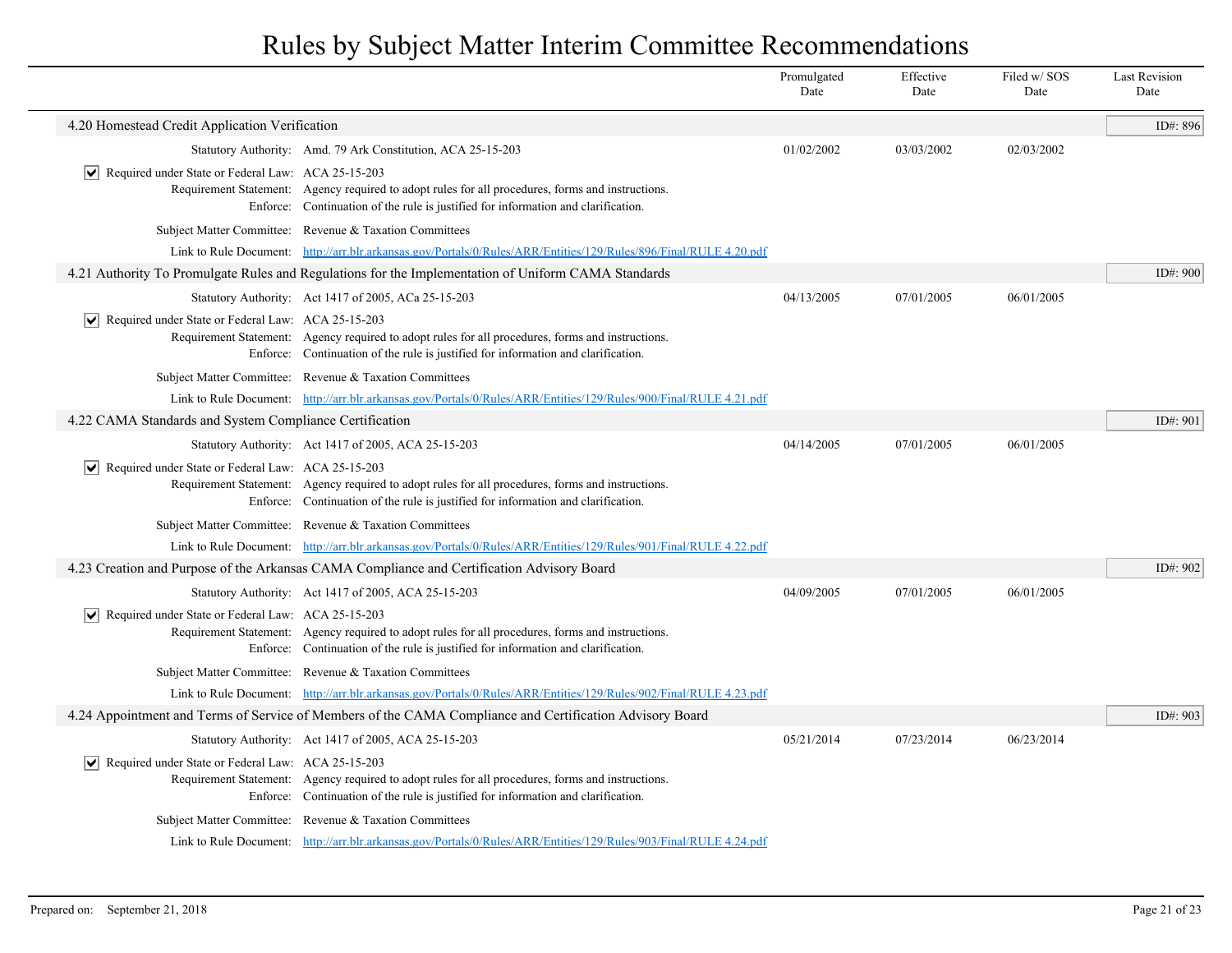# Rules by Subject Matter Interim Committee Recommendations

| | Promulgated Date | Effective Date | Filed w/ SOS Date | Last Revision Date |
|---|---|---|---|---|

## 4.20 Homestead Credit Application Verification

ID#: 896

Statutory Authority: Amd. 79 Ark Constitution, ACA 25-15-203

| Promulgated Date | Effective Date | Filed w/ SOS Date | Last Revision Date |
|---|---|---|---|
| 01/02/2002 | 03/03/2002 | 02/03/2002 | |

☑ Required under State or Federal Law: ACA 25-15-203

Requirement Statement: Agency required to adopt rules for all procedures, forms and instructions.

Enforce: Continuation of the rule is justified for information and clarification.

Subject Matter Committee: Revenue & Taxation Committees

Link to Rule Document: [http://arr.blr.arkansas.gov/Portals/0/Rules/ARR/Entities/129/Rules/896/Final/RULE 4.20.pdf](http://arr.blr.arkansas.gov/Portals/0/Rules/ARR/Entities/129/Rules/896/Final/RULE 4.20.pdf)

## 4.21 Authority To Promulgate Rules and Regulations for the Implementation of Uniform CAMA Standards

ID#: 900

Statutory Authority: Act 1417 of 2005, ACa 25-15-203

| Promulgated Date | Effective Date | Filed w/ SOS Date | Last Revision Date |
|---|---|---|---|
| 04/13/2005 | 07/01/2005 | 06/01/2005 | |

☑ Required under State or Federal Law: ACA 25-15-203

Requirement Statement: Agency required to adopt rules for all procedures, forms and instructions.

Enforce: Continuation of the rule is justified for information and clarification.

Subject Matter Committee: Revenue & Taxation Committees

Link to Rule Document: [http://arr.blr.arkansas.gov/Portals/0/Rules/ARR/Entities/129/Rules/900/Final/RULE 4.21.pdf](http://arr.blr.arkansas.gov/Portals/0/Rules/ARR/Entities/129/Rules/900/Final/RULE 4.21.pdf)

## 4.22 CAMA Standards and System Compliance Certification

ID#: 901

Statutory Authority: Act 1417 of 2005, ACA 25-15-203

| Promulgated Date | Effective Date | Filed w/ SOS Date | Last Revision Date |
|---|---|---|---|
| 04/14/2005 | 07/01/2005 | 06/01/2005 | |

☑ Required under State or Federal Law: ACA 25-15-203

Requirement Statement: Agency required to adopt rules for all procedures, forms and instructions.

Enforce: Continuation of the rule is justified for information and clarification.

Subject Matter Committee: Revenue & Taxation Committees

Link to Rule Document: [http://arr.blr.arkansas.gov/Portals/0/Rules/ARR/Entities/129/Rules/901/Final/RULE 4.22.pdf](http://arr.blr.arkansas.gov/Portals/0/Rules/ARR/Entities/129/Rules/901/Final/RULE 4.22.pdf)

## 4.23 Creation and Purpose of the Arkansas CAMA Compliance and Certification Advisory Board

ID#: 902

Statutory Authority: Act 1417 of 2005, ACA 25-15-203

| Promulgated Date | Effective Date | Filed w/ SOS Date | Last Revision Date |
|---|---|---|---|
| 04/09/2005 | 07/01/2005 | 06/01/2005 | |

☑ Required under State or Federal Law: ACA 25-15-203

Requirement Statement: Agency required to adopt rules for all procedures, forms and instructions.

Enforce: Continuation of the rule is justified for information and clarification.

Subject Matter Committee: Revenue & Taxation Committees

Link to Rule Document: [http://arr.blr.arkansas.gov/Portals/0/Rules/ARR/Entities/129/Rules/902/Final/RULE 4.23.pdf](http://arr.blr.arkansas.gov/Portals/0/Rules/ARR/Entities/129/Rules/902/Final/RULE 4.23.pdf)

## 4.24 Appointment and Terms of Service of Members of the CAMA Compliance and Certification Advisory Board

ID#: 903

Statutory Authority: Act 1417 of 2005, ACA 25-15-203

| Promulgated Date | Effective Date | Filed w/ SOS Date | Last Revision Date |
|---|---|---|---|
| 05/21/2014 | 07/23/2014 | 06/23/2014 | |

☑ Required under State or Federal Law: ACA 25-15-203

Requirement Statement: Agency required to adopt rules for all procedures, forms and instructions.

Enforce: Continuation of the rule is justified for information and clarification.

Subject Matter Committee: Revenue & Taxation Committees

Link to Rule Document: [http://arr.blr.arkansas.gov/Portals/0/Rules/ARR/Entities/129/Rules/903/Final/RULE 4.24.pdf](http://arr.blr.arkansas.gov/Portals/0/Rules/ARR/Entities/129/Rules/903/Final/RULE 4.24.pdf)

Prepared on: September 21, 2018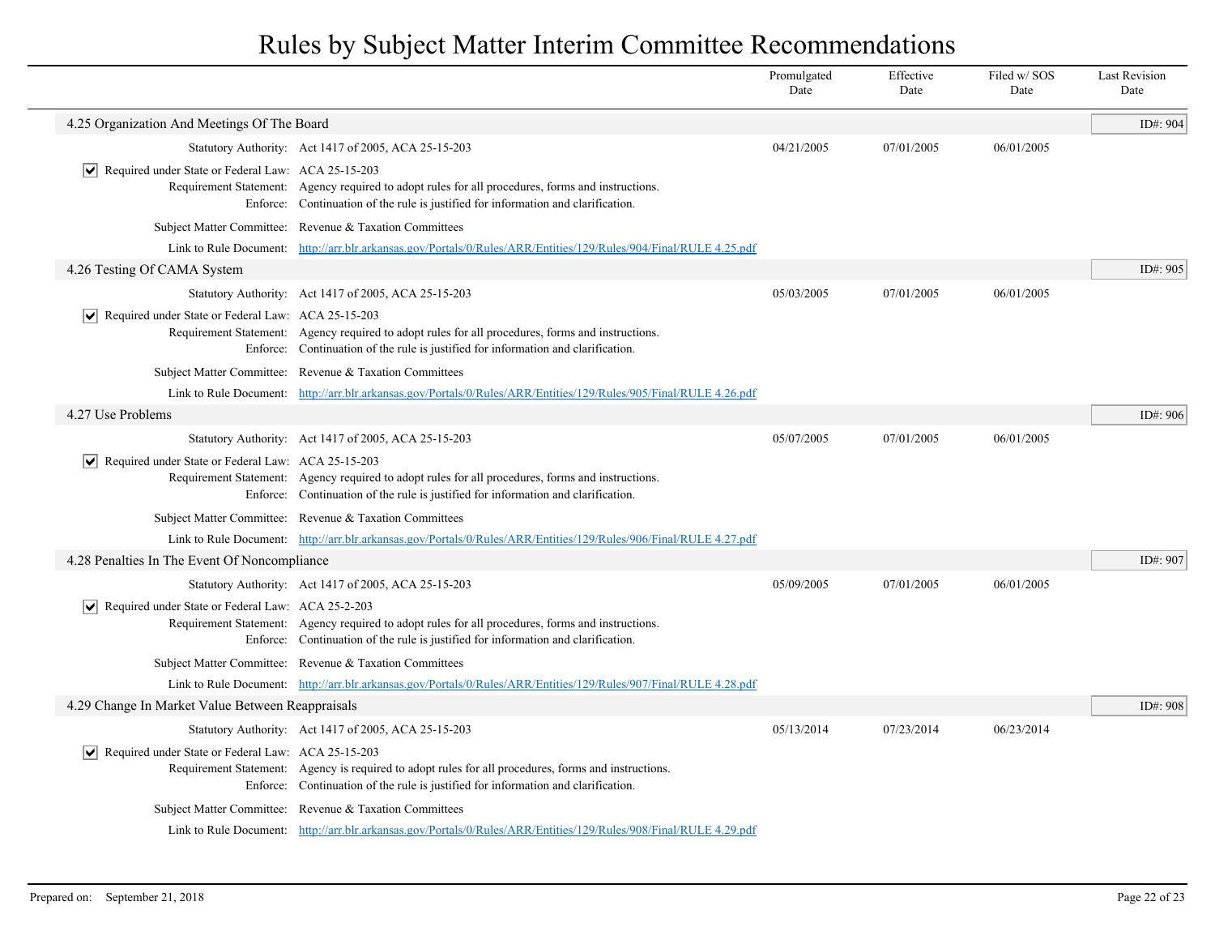# Rules by Subject Matter Interim Committee Recommendations

| | Promulgated Date | Effective Date | Filed w/ SOS Date | Last Revision Date |
|---|---|---|---|---|

## 4.25 Organization And Meetings Of The Board

ID#: 904

| | | Promulgated Date | Effective Date | Filed w/ SOS Date | Last Revision Date |
|---|---|---|---|---|---|
| Statutory Authority: | Act 1417 of 2005, ACA 25-15-203 | 04/21/2005 | 07/01/2005 | 06/01/2005 | |

- [x] Required under State or Federal Law: ACA 25-15-203

Requirement Statement: Agency required to adopt rules for all procedures, forms and instructions.

Enforce: Continuation of the rule is justified for information and clarification.

Subject Matter Committee: Revenue & Taxation Committees

Link to Rule Document: http://arr.blr.arkansas.gov/Portals/0/Rules/ARR/Entities/129/Rules/904/Final/RULE 4.25.pdf

## 4.26 Testing Of CAMA System

ID#: 905

| | | Promulgated Date | Effective Date | Filed w/ SOS Date | Last Revision Date |
|---|---|---|---|---|---|
| Statutory Authority: | Act 1417 of 2005, ACA 25-15-203 | 05/03/2005 | 07/01/2005 | 06/01/2005 | |

- [x] Required under State or Federal Law: ACA 25-15-203

Requirement Statement: Agency required to adopt rules for all procedures, forms and instructions.

Enforce: Continuation of the rule is justified for information and clarification.

Subject Matter Committee: Revenue & Taxation Committees

Link to Rule Document: http://arr.blr.arkansas.gov/Portals/0/Rules/ARR/Entities/129/Rules/905/Final/RULE 4.26.pdf

## 4.27 Use Problems

ID#: 906

| | | Promulgated Date | Effective Date | Filed w/ SOS Date | Last Revision Date |
|---|---|---|---|---|---|
| Statutory Authority: | Act 1417 of 2005, ACA 25-15-203 | 05/07/2005 | 07/01/2005 | 06/01/2005 | |

- [x] Required under State or Federal Law: ACA 25-15-203

Requirement Statement: Agency required to adopt rules for all procedures, forms and instructions.

Enforce: Continuation of the rule is justified for information and clarification.

Subject Matter Committee: Revenue & Taxation Committees

Link to Rule Document: http://arr.blr.arkansas.gov/Portals/0/Rules/ARR/Entities/129/Rules/906/Final/RULE 4.27.pdf

## 4.28 Penalties In The Event Of Noncompliance

ID#: 907

| | | Promulgated Date | Effective Date | Filed w/ SOS Date | Last Revision Date |
|---|---|---|---|---|---|
| Statutory Authority: | Act 1417 of 2005, ACA 25-15-203 | 05/09/2005 | 07/01/2005 | 06/01/2005 | |

- [x] Required under State or Federal Law: ACA 25-2-203

Requirement Statement: Agency required to adopt rules for all procedures, forms and instructions.

Enforce: Continuation of the rule is justified for information and clarification.

Subject Matter Committee: Revenue & Taxation Committees

Link to Rule Document: http://arr.blr.arkansas.gov/Portals/0/Rules/ARR/Entities/129/Rules/907/Final/RULE 4.28.pdf

## 4.29 Change In Market Value Between Reappraisals

ID#: 908

| | | Promulgated Date | Effective Date | Filed w/ SOS Date | Last Revision Date |
|---|---|---|---|---|---|
| Statutory Authority: | Act 1417 of 2005, ACA 25-15-203 | 05/13/2014 | 07/23/2014 | 06/23/2014 | |

- [x] Required under State or Federal Law: ACA 25-15-203

Requirement Statement: Agency is required to adopt rules for all procedures, forms and instructions.

Enforce: Continuation of the rule is justified for information and clarification.

Subject Matter Committee: Revenue & Taxation Committees

Link to Rule Document: http://arr.blr.arkansas.gov/Portals/0/Rules/ARR/Entities/129/Rules/908/Final/RULE 4.29.pdf

Prepared on: September 21, 2018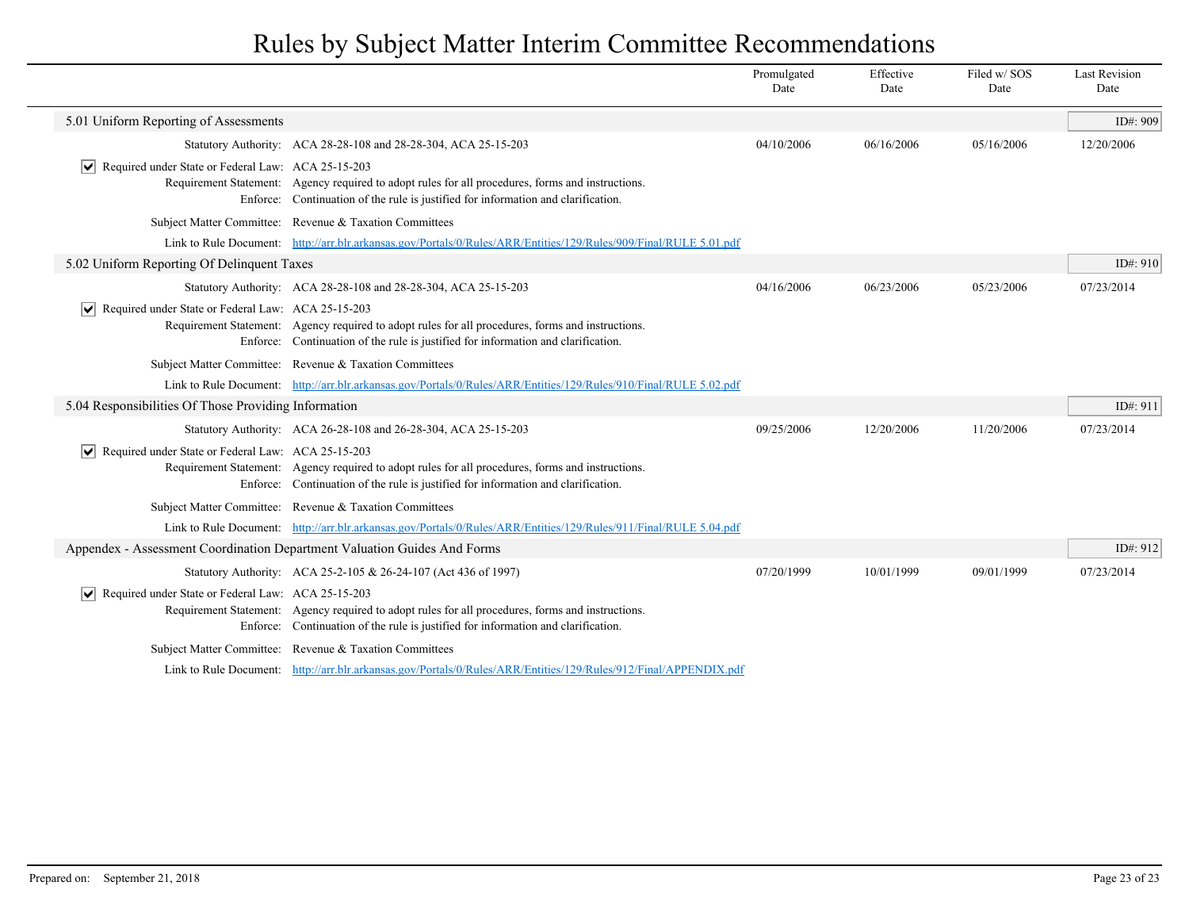# Rules by Subject Matter Interim Committee Recommendations

| | Promulgated Date | Effective Date | Filed w/ SOS Date | Last Revision Date |
|---|---|---|---|---|

## 5.01 Uniform Reporting of Assessments

ID#: 909

| | | Promulgated Date | Effective Date | Filed w/ SOS Date | Last Revision Date |
|---|---|---|---|---|---|
| Statutory Authority: | ACA 28-28-108 and 28-28-304, ACA 25-15-203 | 04/10/2006 | 06/16/2006 | 05/16/2006 | 12/20/2006 |

☑ Required under State or Federal Law: ACA 25-15-203

Requirement Statement: Agency required to adopt rules for all procedures, forms and instructions.

Enforce: Continuation of the rule is justified for information and clarification.

Subject Matter Committee: Revenue & Taxation Committees

Link to Rule Document: http://arr.blr.arkansas.gov/Portals/0/Rules/ARR/Entities/129/Rules/909/Final/RULE 5.01.pdf

## 5.02 Uniform Reporting Of Delinquent Taxes

ID#: 910

| | | Promulgated Date | Effective Date | Filed w/ SOS Date | Last Revision Date |
|---|---|---|---|---|---|
| Statutory Authority: | ACA 28-28-108 and 28-28-304, ACA 25-15-203 | 04/16/2006 | 06/23/2006 | 05/23/2006 | 07/23/2014 |

☑ Required under State or Federal Law: ACA 25-15-203

Requirement Statement: Agency required to adopt rules for all procedures, forms and instructions.

Enforce: Continuation of the rule is justified for information and clarification.

Subject Matter Committee: Revenue & Taxation Committees

Link to Rule Document: http://arr.blr.arkansas.gov/Portals/0/Rules/ARR/Entities/129/Rules/910/Final/RULE 5.02.pdf

## 5.04 Responsibilities Of Those Providing Information

ID#: 911

| | | Promulgated Date | Effective Date | Filed w/ SOS Date | Last Revision Date |
|---|---|---|---|---|---|
| Statutory Authority: | ACA 26-28-108 and 26-28-304, ACA 25-15-203 | 09/25/2006 | 12/20/2006 | 11/20/2006 | 07/23/2014 |

☑ Required under State or Federal Law: ACA 25-15-203

Requirement Statement: Agency required to adopt rules for all procedures, forms and instructions.

Enforce: Continuation of the rule is justified for information and clarification.

Subject Matter Committee: Revenue & Taxation Committees

Link to Rule Document: http://arr.blr.arkansas.gov/Portals/0/Rules/ARR/Entities/129/Rules/911/Final/RULE 5.04.pdf

## Appendix - Assessment Coordination Department Valuation Guides And Forms

ID#: 912

| | | Promulgated Date | Effective Date | Filed w/ SOS Date | Last Revision Date |
|---|---|---|---|---|---|
| Statutory Authority: | ACA 25-2-105 & 26-24-107 (Act 436 of 1997) | 07/20/1999 | 10/01/1999 | 09/01/1999 | 07/23/2014 |

☑ Required under State or Federal Law: ACA 25-15-203

Requirement Statement: Agency required to adopt rules for all procedures, forms and instructions.

Enforce: Continuation of the rule is justified for information and clarification.

Subject Matter Committee: Revenue & Taxation Committees

Link to Rule Document: http://arr.blr.arkansas.gov/Portals/0/Rules/ARR/Entities/129/Rules/912/Final/APPENDIX.pdf

Prepared on: September 21, 2018